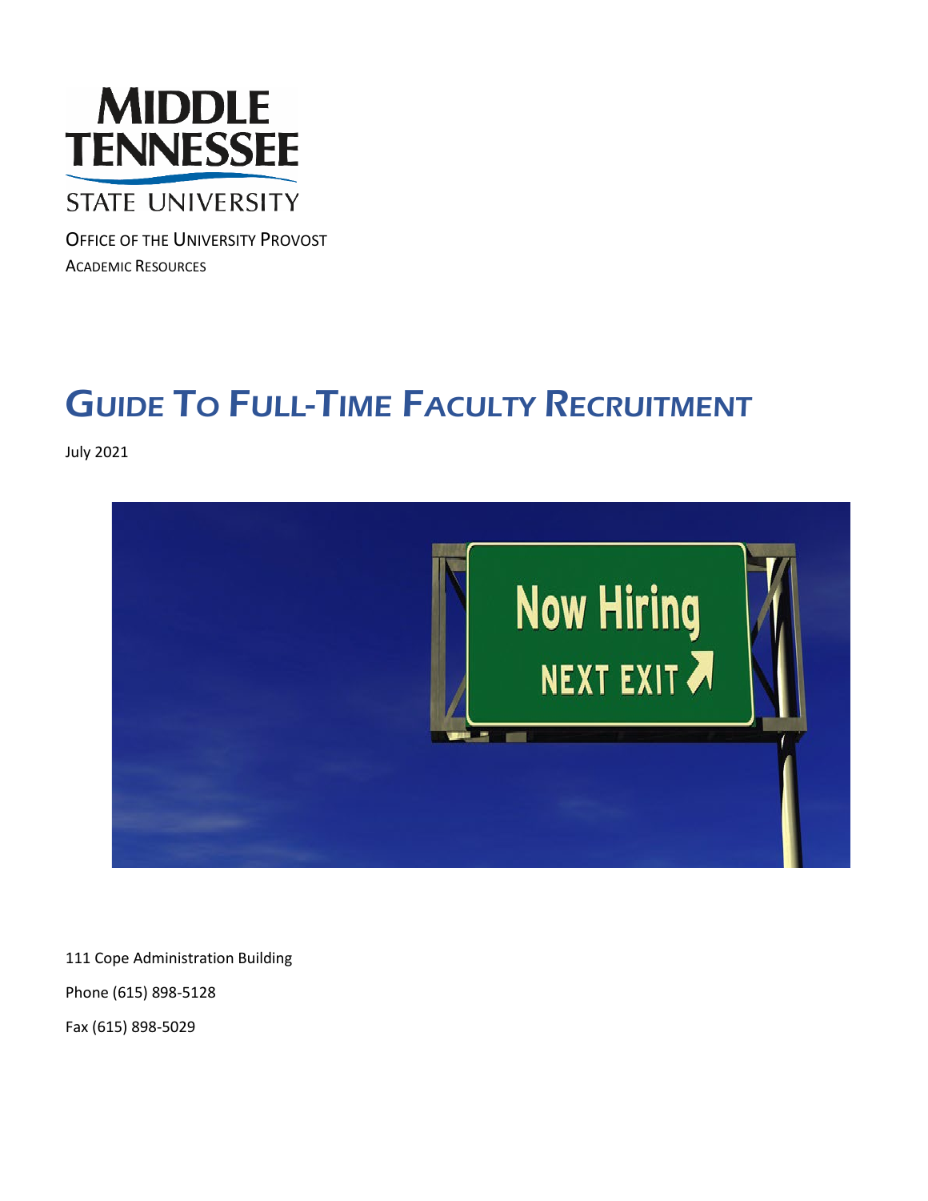MIDDLE TENNESSEE STATE UNIVERSITY

OFFICE OF THE UNIVERSITY PROVOST

ACADEMIC RESOURCES

# GUIDE TO FULL-TIME FACULTY RECRUITMENT

July 2021

111 Cope Administration Building

Phone (615) 898-5128

Fax (615) 898-5029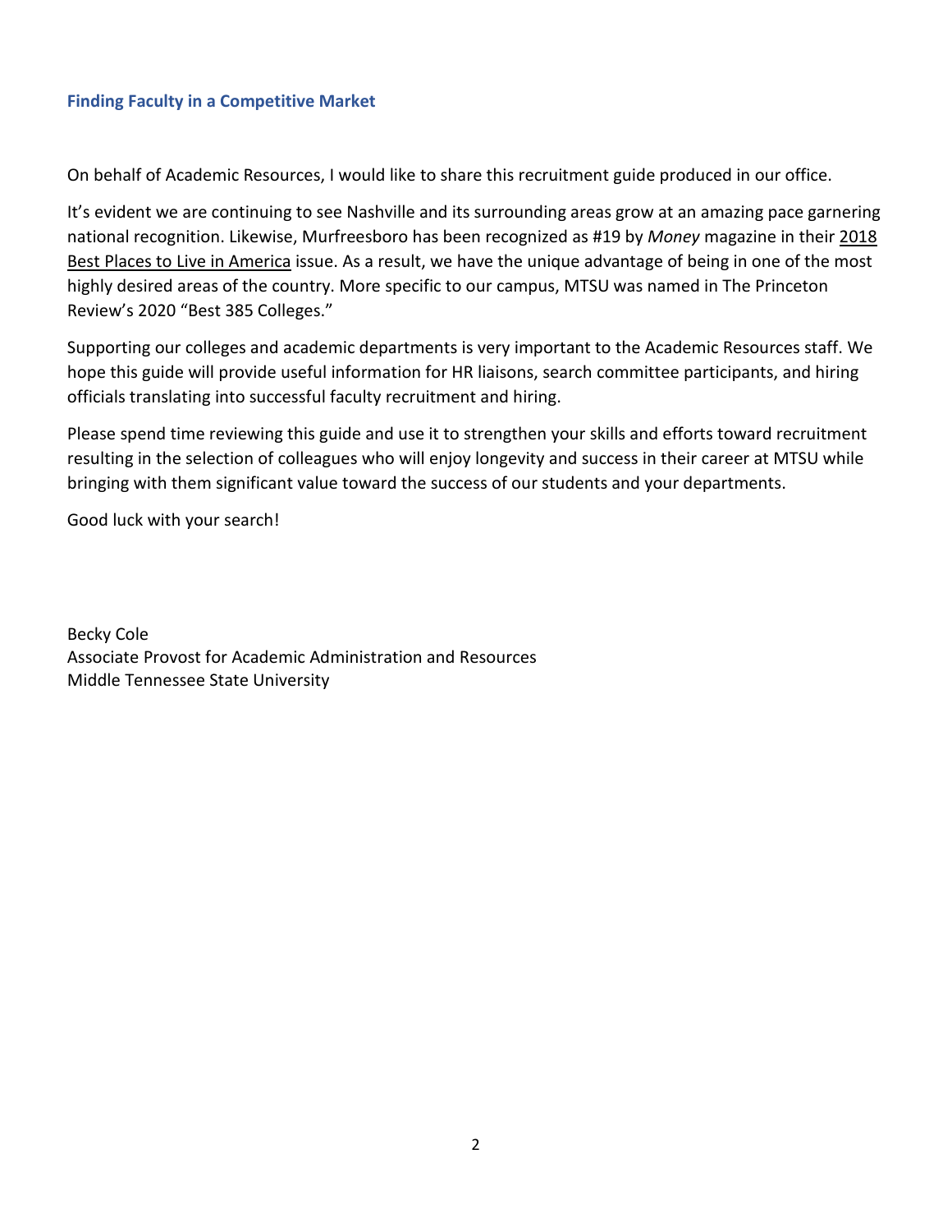## Finding Faculty in a Competitive Market

On behalf of Academic Resources, I would like to share this recruitment guide produced in our office.

It's evident we are continuing to see Nashville and its surrounding areas grow at an amazing pace garnering national recognition. Likewise, Murfreesboro has been recognized as #19 by *Money* magazine in their 2018 Best Places to Live in America issue. As a result, we have the unique advantage of being in one of the most highly desired areas of the country. More specific to our campus, MTSU was named in The Princeton Review's 2020 "Best 385 Colleges."

Supporting our colleges and academic departments is very important to the Academic Resources staff. We hope this guide will provide useful information for HR liaisons, search committee participants, and hiring officials translating into successful faculty recruitment and hiring.

Please spend time reviewing this guide and use it to strengthen your skills and efforts toward recruitment resulting in the selection of colleagues who will enjoy longevity and success in their career at MTSU while bringing with them significant value toward the success of our students and your departments.

Good luck with your search!

Becky Cole
Associate Provost for Academic Administration and Resources
Middle Tennessee State University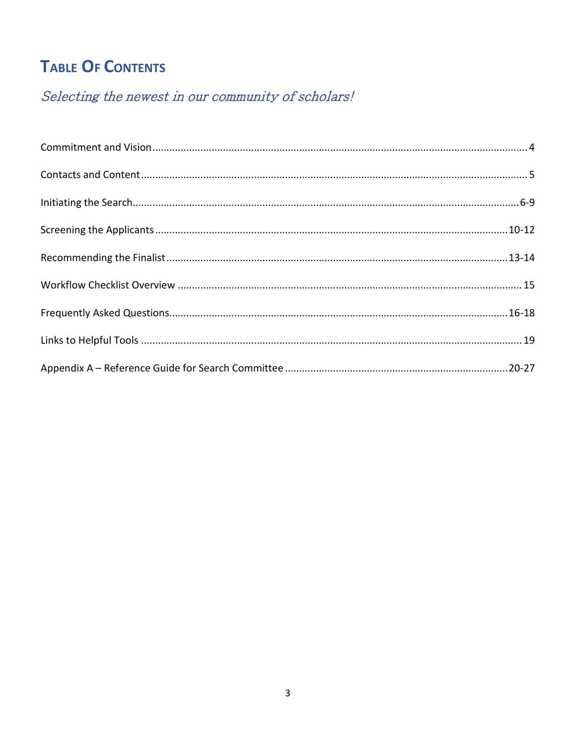# Table Of Contents

*Selecting the newest in our community of scholars!*

Commitment and Vision .......... 4

Contacts and Content .......... 5

Initiating the Search .......... 6-9

Screening the Applicants .......... 10-12

Recommending the Finalist .......... 13-14

Workflow Checklist Overview .......... 15

Frequently Asked Questions .......... 16-18

Links to Helpful Tools .......... 19

Appendix A – Reference Guide for Search Committee .......... 20-27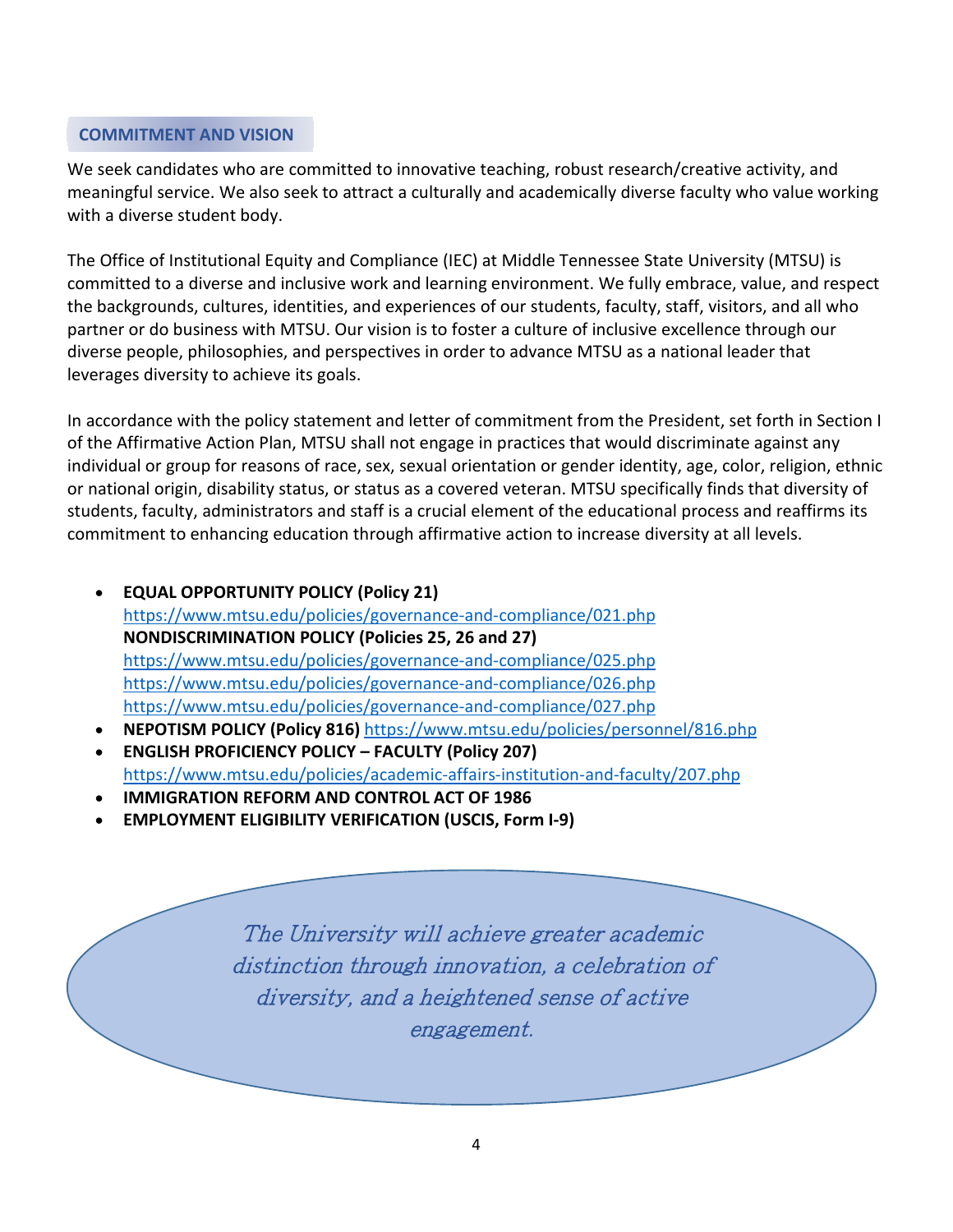## COMMITMENT AND VISION

We seek candidates who are committed to innovative teaching, robust research/creative activity, and meaningful service. We also seek to attract a culturally and academically diverse faculty who value working with a diverse student body.

The Office of Institutional Equity and Compliance (IEC) at Middle Tennessee State University (MTSU) is committed to a diverse and inclusive work and learning environment. We fully embrace, value, and respect the backgrounds, cultures, identities, and experiences of our students, faculty, staff, visitors, and all who partner or do business with MTSU. Our vision is to foster a culture of inclusive excellence through our diverse people, philosophies, and perspectives in order to advance MTSU as a national leader that leverages diversity to achieve its goals.

In accordance with the policy statement and letter of commitment from the President, set forth in Section I of the Affirmative Action Plan, MTSU shall not engage in practices that would discriminate against any individual or group for reasons of race, sex, sexual orientation or gender identity, age, color, religion, ethnic or national origin, disability status, or status as a covered veteran. MTSU specifically finds that diversity of students, faculty, administrators and staff is a crucial element of the educational process and reaffirms its commitment to enhancing education through affirmative action to increase diversity at all levels.

- **EQUAL OPPORTUNITY POLICY (Policy 21)**
  https://www.mtsu.edu/policies/governance-and-compliance/021.php
  **NONDISCRIMINATION POLICY (Policies 25, 26 and 27)**
  https://www.mtsu.edu/policies/governance-and-compliance/025.php
  https://www.mtsu.edu/policies/governance-and-compliance/026.php
  https://www.mtsu.edu/policies/governance-and-compliance/027.php
- **NEPOTISM POLICY (Policy 816)** https://www.mtsu.edu/policies/personnel/816.php
- **ENGLISH PROFICIENCY POLICY – FACULTY (Policy 207)**
  https://www.mtsu.edu/policies/academic-affairs-institution-and-faculty/207.php
- **IMMIGRATION REFORM AND CONTROL ACT OF 1986**
- **EMPLOYMENT ELIGIBILITY VERIFICATION (USCIS, Form I-9)**

*The University will achieve greater academic distinction through innovation, a celebration of diversity, and a heightened sense of active engagement.*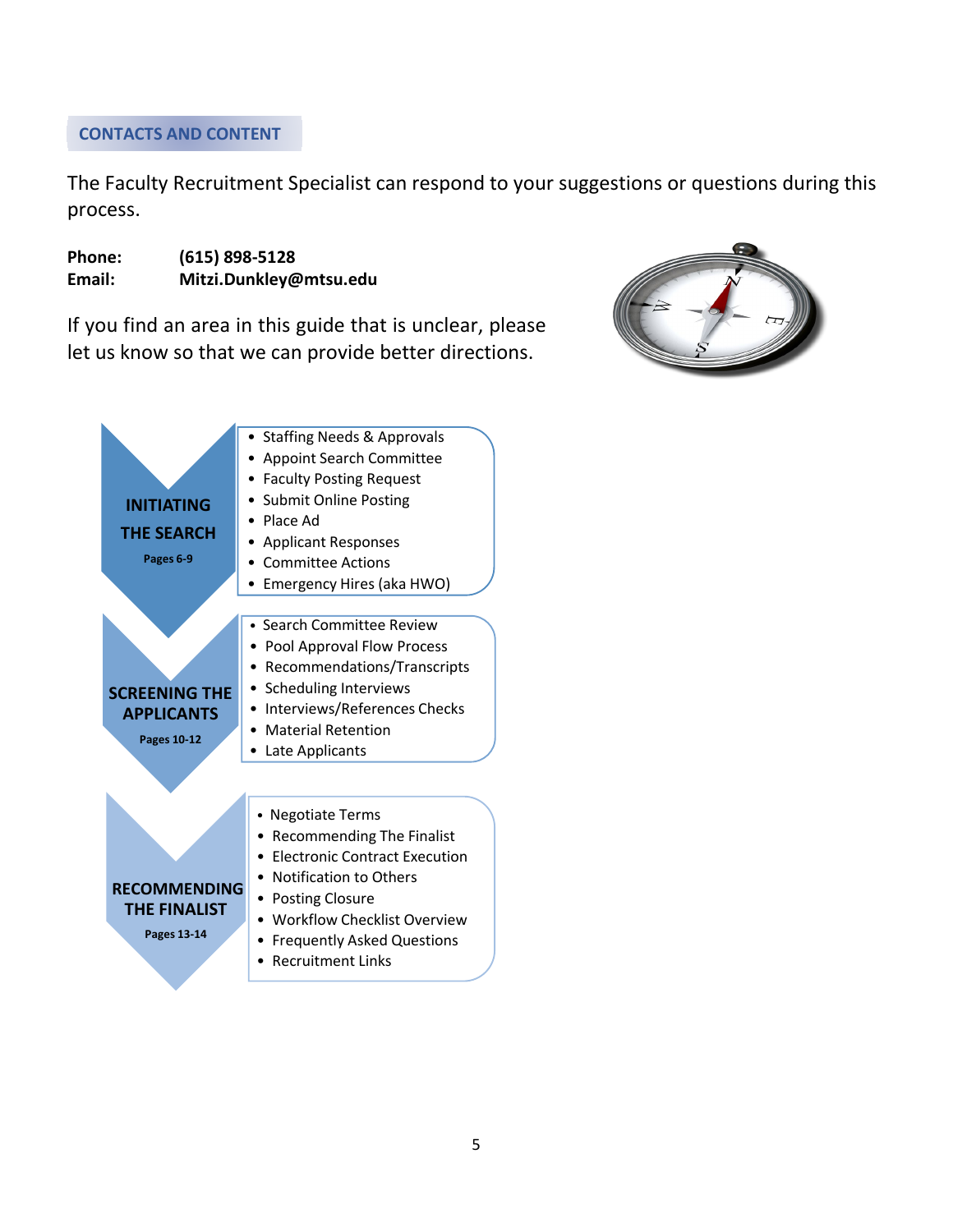## CONTACTS AND CONTENT

The Faculty Recruitment Specialist can respond to your suggestions or questions during this process.

**Phone:** **(615) 898-5128**
**Email:** **Mitzi.Dunkley@mtsu.edu**

If you find an area in this guide that is unclear, please let us know so that we can provide better directions.

**INITIATING THE SEARCH**
**Pages 6-9**

- Staffing Needs & Approvals
- Appoint Search Committee
- Faculty Posting Request
- Submit Online Posting
- Place Ad
- Applicant Responses
- Committee Actions
- Emergency Hires (aka HWO)

**SCREENING THE APPLICANTS**
**Pages 10-12**

- Search Committee Review
- Pool Approval Flow Process
- Recommendations/Transcripts
- Scheduling Interviews
- Interviews/References Checks
- Material Retention
- Late Applicants

**RECOMMENDING THE FINALIST**
**Pages 13-14**

- Negotiate Terms
- Recommending The Finalist
- Electronic Contract Execution
- Notification to Others
- Posting Closure
- Workflow Checklist Overview
- Frequently Asked Questions
- Recruitment Links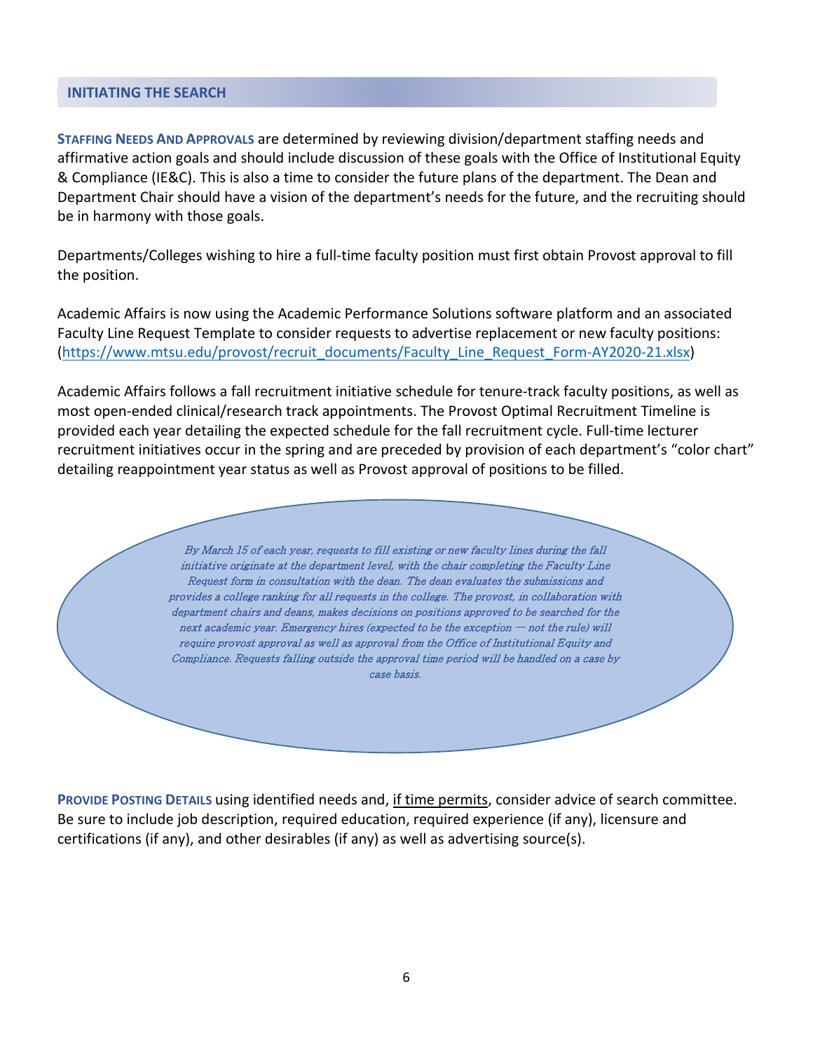## INITIATING THE SEARCH

**STAFFING NEEDS AND APPROVALS** are determined by reviewing division/department staffing needs and affirmative action goals and should include discussion of these goals with the Office of Institutional Equity & Compliance (IE&C). This is also a time to consider the future plans of the department. The Dean and Department Chair should have a vision of the department's needs for the future, and the recruiting should be in harmony with those goals.

Departments/Colleges wishing to hire a full-time faculty position must first obtain Provost approval to fill the position.

Academic Affairs is now using the Academic Performance Solutions software platform and an associated Faculty Line Request Template to consider requests to advertise replacement or new faculty positions: (https://www.mtsu.edu/provost/recruit_documents/Faculty_Line_Request_Form-AY2020-21.xlsx)

Academic Affairs follows a fall recruitment initiative schedule for tenure-track faculty positions, as well as most open-ended clinical/research track appointments. The Provost Optimal Recruitment Timeline is provided each year detailing the expected schedule for the fall recruitment cycle. Full-time lecturer recruitment initiatives occur in the spring and are preceded by provision of each department's "color chart" detailing reappointment year status as well as Provost approval of positions to be filled.

*By March 15 of each year, requests to fill existing or new faculty lines during the fall initiative originate at the department level, with the chair completing the Faculty Line Request form in consultation with the dean. The dean evaluates the submissions and provides a college ranking for all requests in the college. The provost, in collaboration with department chairs and deans, makes decisions on positions approved to be searched for the next academic year. Emergency hires (expected to be the exception — not the rule) will require provost approval as well as approval from the Office of Institutional Equity and Compliance. Requests falling outside the approval time period will be handled on a case by case basis.*

**PROVIDE POSTING DETAILS** using identified needs and, <u>if time permits</u>, consider advice of search committee. Be sure to include job description, required education, required experience (if any), licensure and certifications (if any), and other desirables (if any) as well as advertising source(s).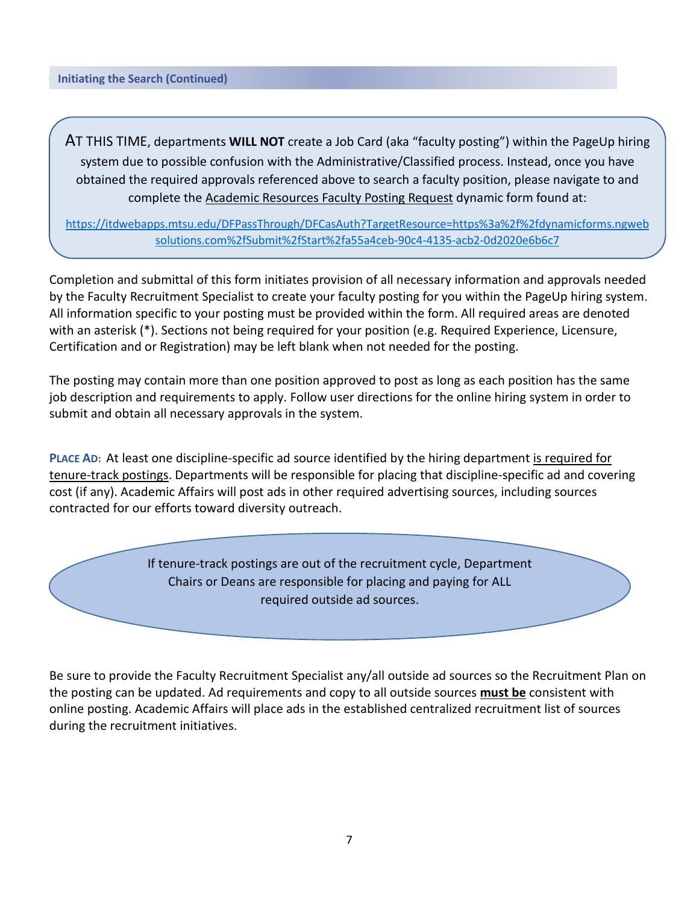## Initiating the Search (Continued)

AT THIS TIME, departments **WILL NOT** create a Job Card (aka "faculty posting") within the PageUp hiring system due to possible confusion with the Administrative/Classified process. Instead, once you have obtained the required approvals referenced above to search a faculty position, please navigate to and complete the Academic Resources Faculty Posting Request dynamic form found at:

https://itdwebapps.mtsu.edu/DFPassThrough/DFCasAuth?TargetResource=https%3a%2f%2fdynamicforms.ngwebsolutions.com%2fSubmit%2fStart%2fa55a4ceb-90c4-4135-acb2-0d2020e6b6c7

Completion and submittal of this form initiates provision of all necessary information and approvals needed by the Faculty Recruitment Specialist to create your faculty posting for you within the PageUp hiring system. All information specific to your posting must be provided within the form. All required areas are denoted with an asterisk (*). Sections not being required for your position (e.g. Required Experience, Licensure, Certification and or Registration) may be left blank when not needed for the posting.

The posting may contain more than one position approved to post as long as each position has the same job description and requirements to apply. Follow user directions for the online hiring system in order to submit and obtain all necessary approvals in the system.

**PLACE AD:** At least one discipline-specific ad source identified by the hiring department is required for tenure-track postings. Departments will be responsible for placing that discipline-specific ad and covering cost (if any). Academic Affairs will post ads in other required advertising sources, including sources contracted for our efforts toward diversity outreach.

If tenure-track postings are out of the recruitment cycle, Department Chairs or Deans are responsible for placing and paying for ALL required outside ad sources.

Be sure to provide the Faculty Recruitment Specialist any/all outside ad sources so the Recruitment Plan on the posting can be updated. Ad requirements and copy to all outside sources **must be** consistent with online posting. Academic Affairs will place ads in the established centralized recruitment list of sources during the recruitment initiatives.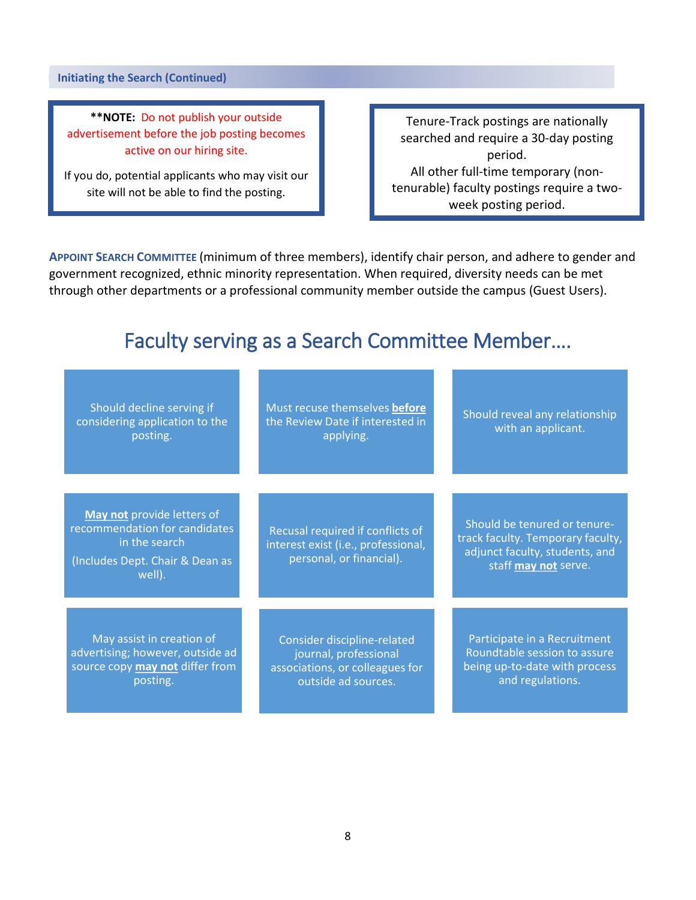## Initiating the Search (Continued)

**NOTE:** Do not publish your outside advertisement before the job posting becomes active on our hiring site.

If you do, potential applicants who may visit our site will not be able to find the posting.

Tenure-Track postings are nationally searched and require a 30-day posting period.
All other full-time temporary (non-tenurable) faculty postings require a two-week posting period.

**APPOINT SEARCH COMMITTEE** (minimum of three members), identify chair person, and adhere to gender and government recognized, ethnic minority representation. When required, diversity needs can be met through other departments or a professional community member outside the campus (Guest Users).

# Faculty serving as a Search Committee Member….

- Should decline serving if considering application to the posting.
- Must recuse themselves **before** the Review Date if interested in applying.
- Should reveal any relationship with an applicant.
- **May not** provide letters of recommendation for candidates in the search (Includes Dept. Chair & Dean as well).
- Recusal required if conflicts of interest exist (i.e., professional, personal, or financial).
- Should be tenured or tenure-track faculty. Temporary faculty, adjunct faculty, students, and staff **may not** serve.
- May assist in creation of advertising; however, outside ad source copy **may not** differ from posting.
- Consider discipline-related journal, professional associations, or colleagues for outside ad sources.
- Participate in a Recruitment Roundtable session to assure being up-to-date with process and regulations.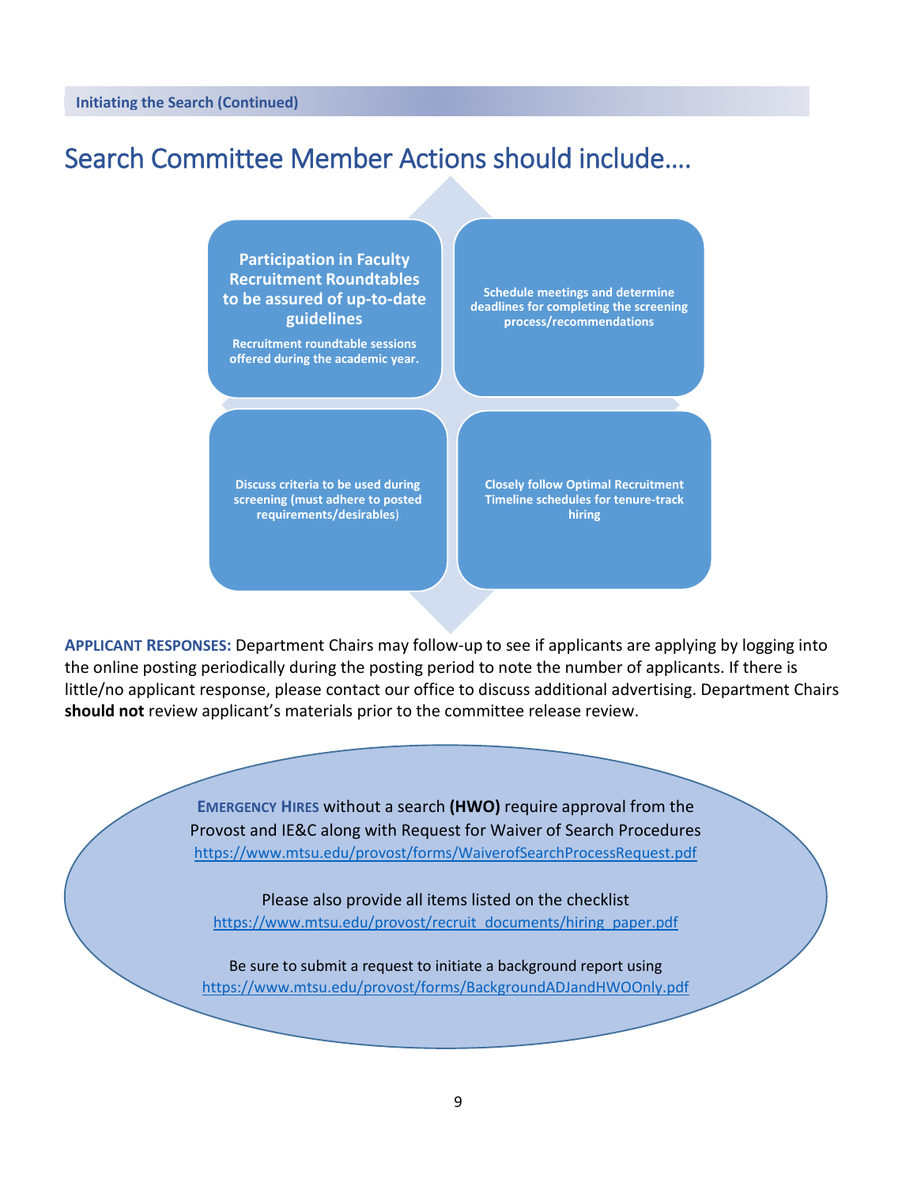**Initiating the Search (Continued)**

# Search Committee Member Actions should include….

- **Participation in Faculty Recruitment Roundtables to be assured of up-to-date guidelines**
  Recruitment roundtable sessions offered during the academic year.
- Schedule meetings and determine deadlines for completing the screening process/recommendations
- Discuss criteria to be used during screening (must adhere to posted requirements/desirables)
- Closely follow Optimal Recruitment Timeline schedules for tenure-track hiring

**APPLICANT RESPONSES:** Department Chairs may follow-up to see if applicants are applying by logging into the online posting periodically during the posting period to note the number of applicants. If there is little/no applicant response, please contact our office to discuss additional advertising. Department Chairs **should not** review applicant's materials prior to the committee release review.

**EMERGENCY HIRES** without a search **(HWO)** require approval from the Provost and IE&C along with Request for Waiver of Search Procedures https://www.mtsu.edu/provost/forms/WaiverofSearchProcessRequest.pdf

Please also provide all items listed on the checklist https://www.mtsu.edu/provost/recruit_documents/hiring_paper.pdf

Be sure to submit a request to initiate a background report using https://www.mtsu.edu/provost/forms/BackgroundADJandHWOOnly.pdf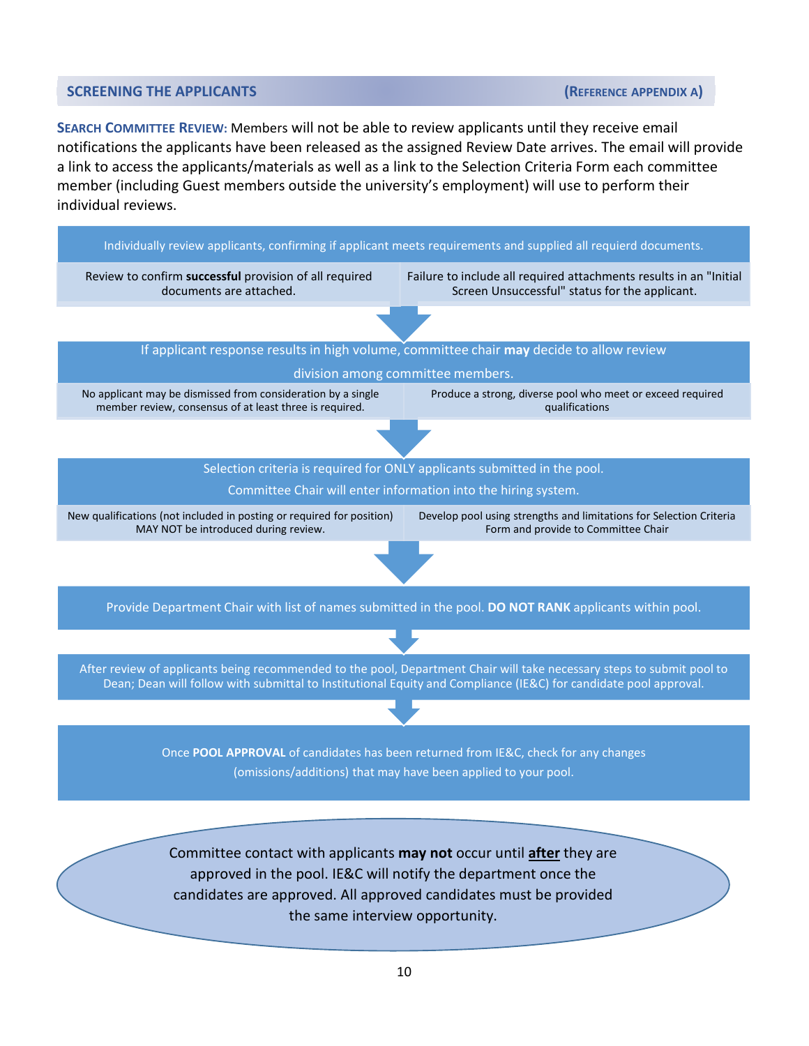## SCREENING THE APPLICANTS (REFERENCE APPENDIX A)

**SEARCH COMMITTEE REVIEW:** Members will not be able to review applicants until they receive email notifications the applicants have been released as the assigned Review Date arrives. The email will provide a link to access the applicants/materials as well as a link to the Selection Criteria Form each committee member (including Guest members outside the university's employment) will use to perform their individual reviews.

Individually review applicants, confirming if applicant meets requirements and supplied all requierd documents.

| | |
|---|---|
| Review to confirm **successful** provision of all required documents are attached. | Failure to include all required attachments results in an "Initial Screen Unsuccessful" status for the applicant. |

↓

If applicant response results in high volume, committee chair **may** decide to allow review division among committee members.

| | |
|---|---|
| No applicant may be dismissed from consideration by a single member review, consensus of at least three is required. | Produce a strong, diverse pool who meet or exceed required qualifications |

↓

Selection criteria is required for ONLY applicants submitted in the pool.
Committee Chair will enter information into the hiring system.

| | |
|---|---|
| New qualifications (not included in posting or required for position) MAY NOT be introduced during review. | Develop pool using strengths and limitations for Selection Criteria Form and provide to Committee Chair |

↓

Provide Department Chair with list of names submitted in the pool. **DO NOT RANK** applicants within pool.

↓

After review of applicants being recommended to the pool, Department Chair will take necessary steps to submit pool to Dean; Dean will follow with submittal to Institutional Equity and Compliance (IE&C) for candidate pool approval.

↓

Once **POOL APPROVAL** of candidates has been returned from IE&C, check for any changes (omissions/additions) that may have been applied to your pool.

Committee contact with applicants **may not** occur until **after** they are approved in the pool. IE&C will notify the department once the candidates are approved. All approved candidates must be provided the same interview opportunity.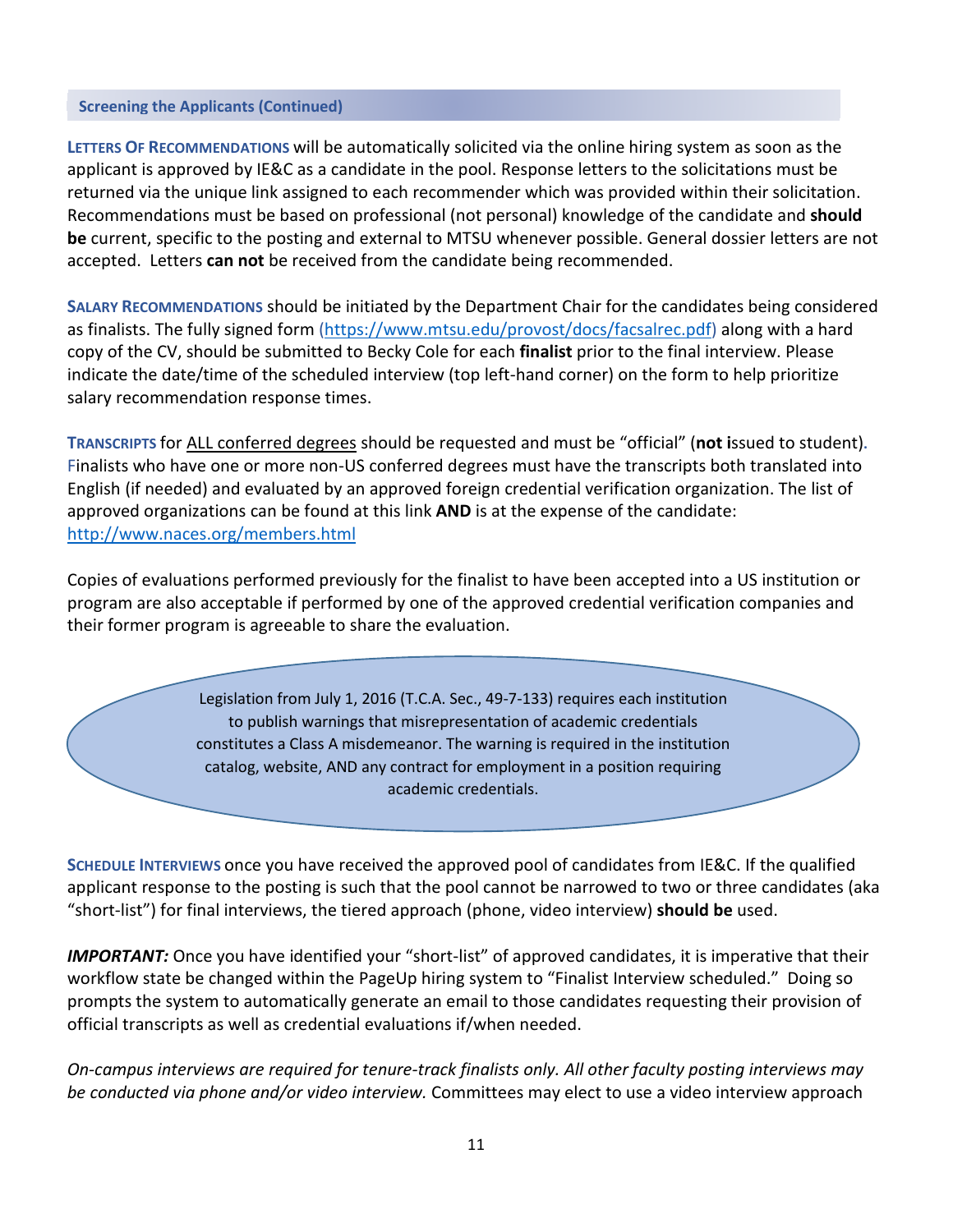## Screening the Applicants (Continued)

**LETTERS OF RECOMMENDATIONS** will be automatically solicited via the online hiring system as soon as the applicant is approved by IE&C as a candidate in the pool. Response letters to the solicitations must be returned via the unique link assigned to each recommender which was provided within their solicitation. Recommendations must be based on professional (not personal) knowledge of the candidate and **should be** current, specific to the posting and external to MTSU whenever possible. General dossier letters are not accepted. Letters **can not** be received from the candidate being recommended.

**SALARY RECOMMENDATIONS** should be initiated by the Department Chair for the candidates being considered as finalists. The fully signed form (https://www.mtsu.edu/provost/docs/facsalrec.pdf) along with a hard copy of the CV, should be submitted to Becky Cole for each **finalist** prior to the final interview. Please indicate the date/time of the scheduled interview (top left-hand corner) on the form to help prioritize salary recommendation response times.

**TRANSCRIPTS** for ALL conferred degrees should be requested and must be "official" (**not i**ssued to student). Finalists who have one or more non-US conferred degrees must have the transcripts both translated into English (if needed) and evaluated by an approved foreign credential verification organization. The list of approved organizations can be found at this link **AND** is at the expense of the candidate: http://www.naces.org/members.html

Copies of evaluations performed previously for the finalist to have been accepted into a US institution or program are also acceptable if performed by one of the approved credential verification companies and their former program is agreeable to share the evaluation.

> Legislation from July 1, 2016 (T.C.A. Sec., 49-7-133) requires each institution to publish warnings that misrepresentation of academic credentials constitutes a Class A misdemeanor. The warning is required in the institution catalog, website, AND any contract for employment in a position requiring academic credentials.

**SCHEDULE INTERVIEWS** once you have received the approved pool of candidates from IE&C. If the qualified applicant response to the posting is such that the pool cannot be narrowed to two or three candidates (aka "short-list") for final interviews, the tiered approach (phone, video interview) **should be** used.

***IMPORTANT:*** Once you have identified your "short-list" of approved candidates, it is imperative that their workflow state be changed within the PageUp hiring system to "Finalist Interview scheduled." Doing so prompts the system to automatically generate an email to those candidates requesting their provision of official transcripts as well as credential evaluations if/when needed.

*On-campus interviews are required for tenure-track finalists only. All other faculty posting interviews may be conducted via phone and/or video interview.* Committees may elect to use a video interview approach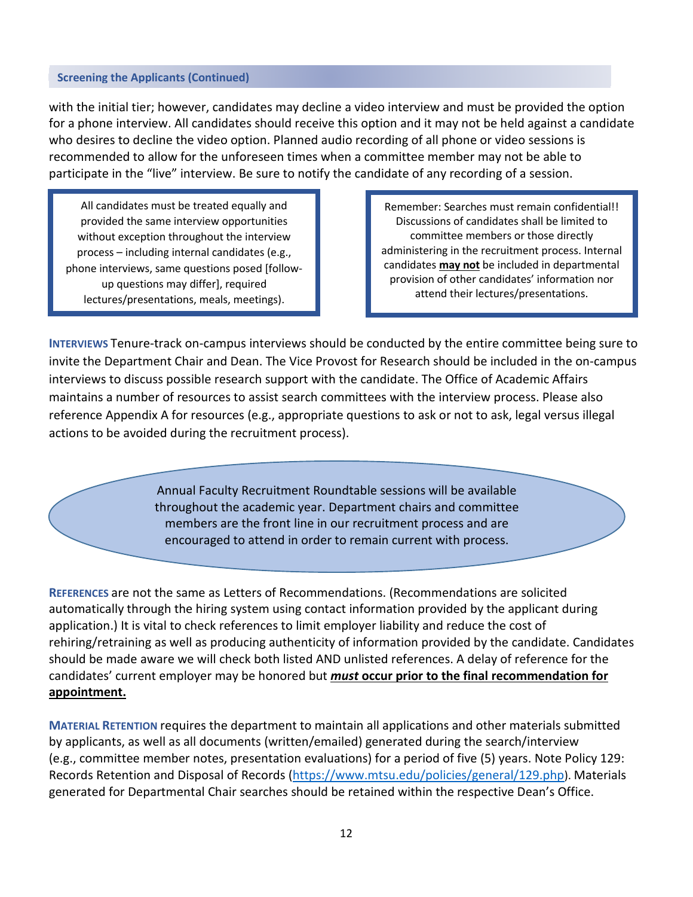### Screening the Applicants (Continued)

with the initial tier; however, candidates may decline a video interview and must be provided the option for a phone interview. All candidates should receive this option and it may not be held against a candidate who desires to decline the video option. Planned audio recording of all phone or video sessions is recommended to allow for the unforeseen times when a committee member may not be able to participate in the "live" interview. Be sure to notify the candidate of any recording of a session.

> All candidates must be treated equally and provided the same interview opportunities without exception throughout the interview process – including internal candidates (e.g., phone interviews, same questions posed [follow-up questions may differ], required lectures/presentations, meals, meetings).

> Remember: Searches must remain confidential!! Discussions of candidates shall be limited to committee members or those directly administering in the recruitment process. Internal candidates **may not** be included in departmental provision of other candidates' information nor attend their lectures/presentations.

**INTERVIEWS** Tenure-track on-campus interviews should be conducted by the entire committee being sure to invite the Department Chair and Dean. The Vice Provost for Research should be included in the on-campus interviews to discuss possible research support with the candidate. The Office of Academic Affairs maintains a number of resources to assist search committees with the interview process. Please also reference Appendix A for resources (e.g., appropriate questions to ask or not to ask, legal versus illegal actions to be avoided during the recruitment process).

> Annual Faculty Recruitment Roundtable sessions will be available throughout the academic year. Department chairs and committee members are the front line in our recruitment process and are encouraged to attend in order to remain current with process.

**REFERENCES** are not the same as Letters of Recommendations. (Recommendations are solicited automatically through the hiring system using contact information provided by the applicant during application.) It is vital to check references to limit employer liability and reduce the cost of rehiring/retraining as well as producing authenticity of information provided by the candidate. Candidates should be made aware we will check both listed AND unlisted references. A delay of reference for the candidates' current employer may be honored but ***must* occur prior to the final recommendation for appointment.**

**MATERIAL RETENTION** requires the department to maintain all applications and other materials submitted by applicants, as well as all documents (written/emailed) generated during the search/interview (e.g., committee member notes, presentation evaluations) for a period of five (5) years. Note Policy 129: Records Retention and Disposal of Records (https://www.mtsu.edu/policies/general/129.php). Materials generated for Departmental Chair searches should be retained within the respective Dean's Office.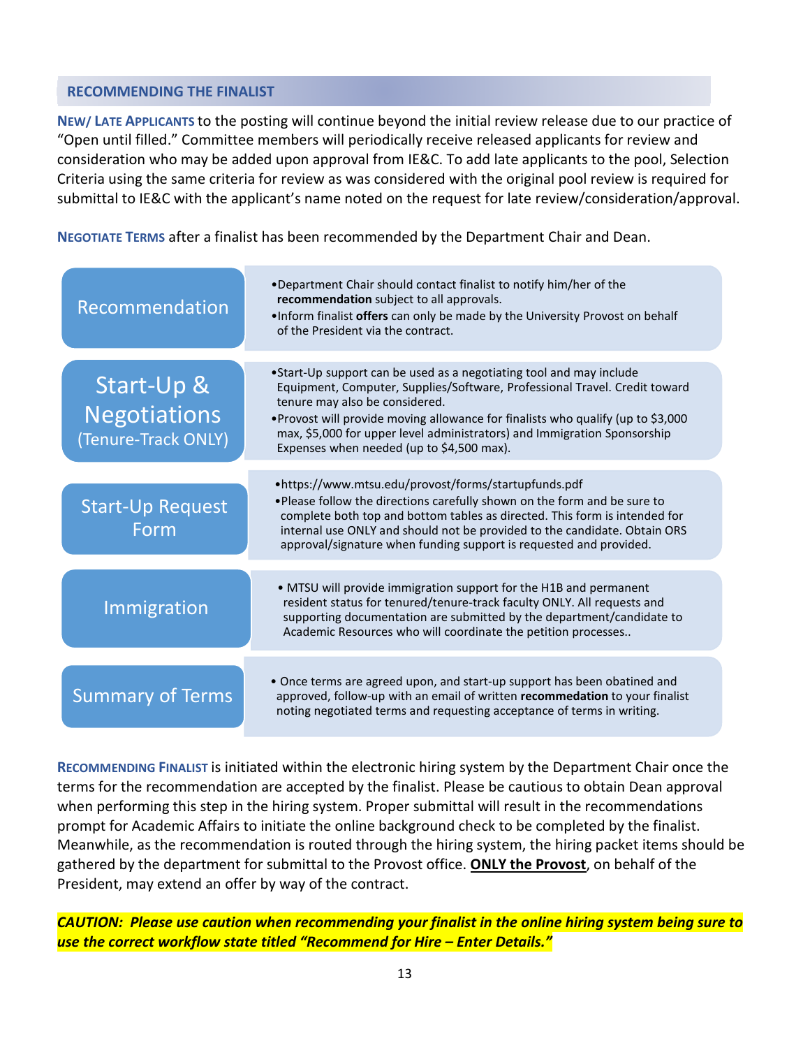## RECOMMENDING THE FINALIST

**NEW/ LATE APPLICANTS** to the posting will continue beyond the initial review release due to our practice of "Open until filled." Committee members will periodically receive released applicants for review and consideration who may be added upon approval from IE&C. To add late applicants to the pool, Selection Criteria using the same criteria for review as was considered with the original pool review is required for submittal to IE&C with the applicant's name noted on the request for late review/consideration/approval.

**NEGOTIATE TERMS** after a finalist has been recommended by the Department Chair and Dean.

| | |
|---|---|
| Recommendation | • Department Chair should contact finalist to notify him/her of the **recommendation** subject to all approvals.<br>• Inform finalist **offers** can only be made by the University Provost on behalf of the President via the contract. |
| Start-Up & Negotiations (Tenure-Track ONLY) | • Start-Up support can be used as a negotiating tool and may include Equipment, Computer, Supplies/Software, Professional Travel. Credit toward tenure may also be considered.<br>• Provost will provide moving allowance for finalists who qualify (up to $3,000 max, $5,000 for upper level administrators) and Immigration Sponsorship Expenses when needed (up to $4,500 max). |
| Start-Up Request Form | • https://www.mtsu.edu/provost/forms/startupfunds.pdf<br>• Please follow the directions carefully shown on the form and be sure to complete both top and bottom tables as directed. This form is intended for internal use ONLY and should not be provided to the candidate. Obtain ORS approval/signature when funding support is requested and provided. |
| Immigration | • MTSU will provide immigration support for the H1B and permanent resident status for tenured/tenure-track faculty ONLY. All requests and supporting documentation are submitted by the department/candidate to Academic Resources who will coordinate the petition processes.. |
| Summary of Terms | • Once terms are agreed upon, and start-up support has been obatined and approved, follow-up with an email of written **recommedation** to your finalist noting negotiated terms and requesting acceptance of terms in writing. |

**RECOMMENDING FINALIST** is initiated within the electronic hiring system by the Department Chair once the terms for the recommendation are accepted by the finalist. Please be cautious to obtain Dean approval when performing this step in the hiring system. Proper submittal will result in the recommendations prompt for Academic Affairs to initiate the online background check to be completed by the finalist. Meanwhile, as the recommendation is routed through the hiring system, the hiring packet items should be gathered by the department for submittal to the Provost office. **ONLY the Provost**, on behalf of the President, may extend an offer by way of the contract.

***CAUTION: Please use caution when recommending your finalist in the online hiring system being sure to use the correct workflow state titled "Recommend for Hire – Enter Details."***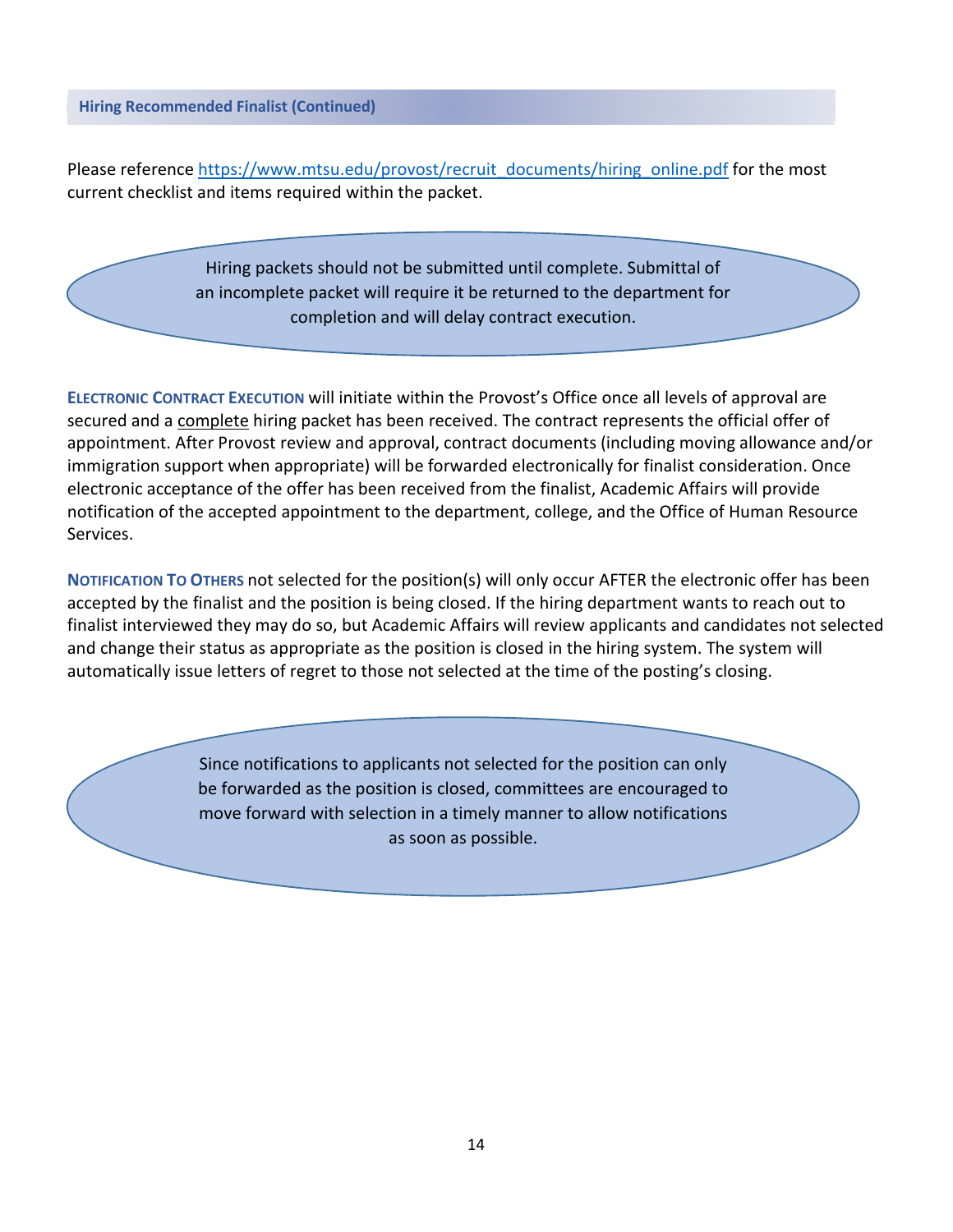## Hiring Recommended Finalist (Continued)

Please reference [https://www.mtsu.edu/provost/recruit_documents/hiring_online.pdf](https://www.mtsu.edu/provost/recruit_documents/hiring_online.pdf) for the most current checklist and items required within the packet.

> Hiring packets should not be submitted until complete. Submittal of an incomplete packet will require it be returned to the department for completion and will delay contract execution.

**ELECTRONIC CONTRACT EXECUTION** will initiate within the Provost's Office once all levels of approval are secured and a <u>complete</u> hiring packet has been received. The contract represents the official offer of appointment. After Provost review and approval, contract documents (including moving allowance and/or immigration support when appropriate) will be forwarded electronically for finalist consideration. Once electronic acceptance of the offer has been received from the finalist, Academic Affairs will provide notification of the accepted appointment to the department, college, and the Office of Human Resource Services.

**NOTIFICATION TO OTHERS** not selected for the position(s) will only occur AFTER the electronic offer has been accepted by the finalist and the position is being closed. If the hiring department wants to reach out to finalist interviewed they may do so, but Academic Affairs will review applicants and candidates not selected and change their status as appropriate as the position is closed in the hiring system. The system will automatically issue letters of regret to those not selected at the time of the posting's closing.

> Since notifications to applicants not selected for the position can only be forwarded as the position is closed, committees are encouraged to move forward with selection in a timely manner to allow notifications as soon as possible.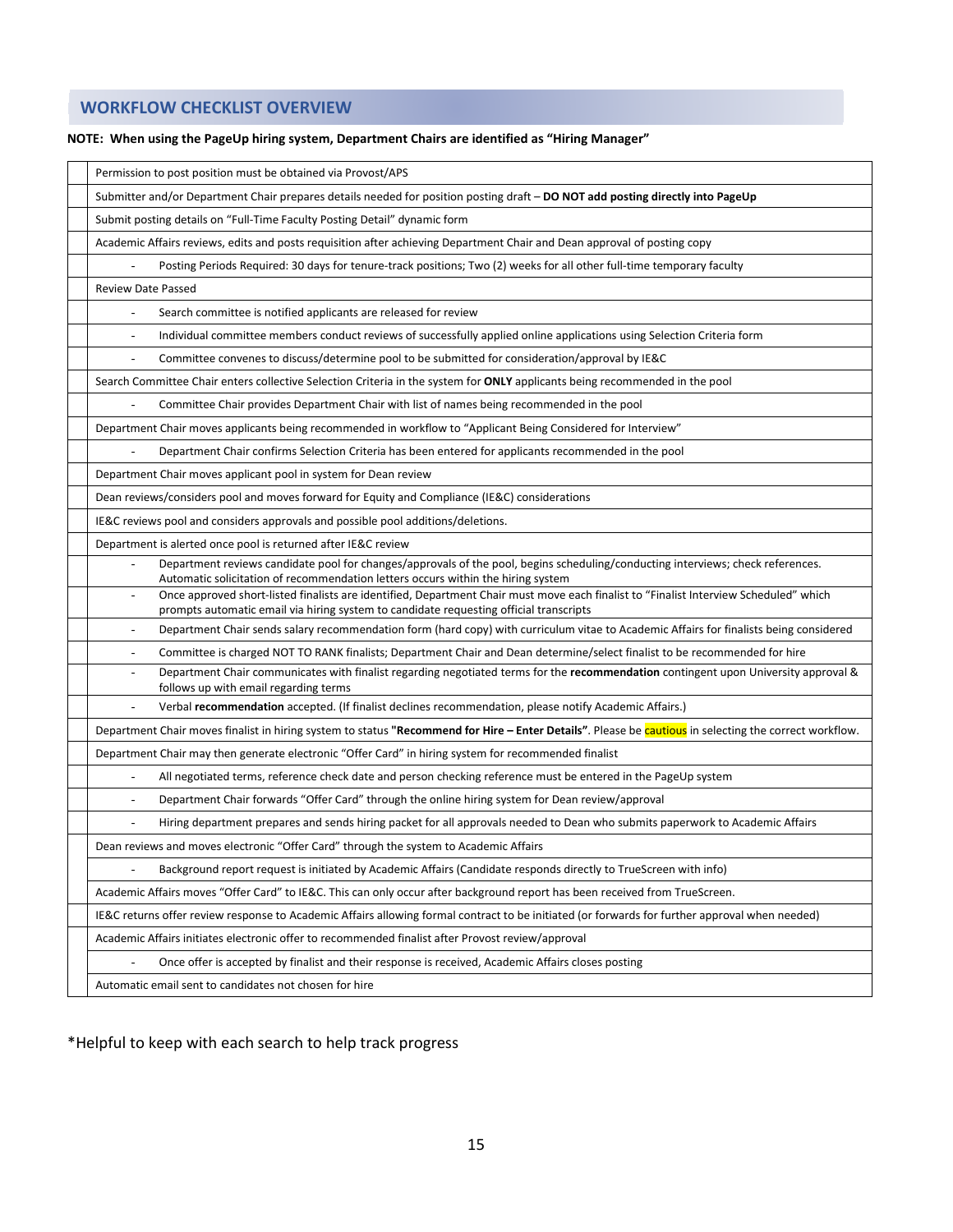## WORKFLOW CHECKLIST OVERVIEW

**NOTE: When using the PageUp hiring system, Department Chairs are identified as "Hiring Manager"**

| | |
|---|---|
| | Permission to post position must be obtained via Provost/APS |
| | Submitter and/or Department Chair prepares details needed for position posting draft – **DO NOT add posting directly into PageUp** |
| | Submit posting details on "Full-Time Faculty Posting Detail" dynamic form |
| | Academic Affairs reviews, edits and posts requisition after achieving Department Chair and Dean approval of posting copy |
| | - Posting Periods Required: 30 days for tenure-track positions; Two (2) weeks for all other full-time temporary faculty |
| | Review Date Passed |
| | - Search committee is notified applicants are released for review |
| | - Individual committee members conduct reviews of successfully applied online applications using Selection Criteria form |
| | - Committee convenes to discuss/determine pool to be submitted for consideration/approval by IE&C |
| | Search Committee Chair enters collective Selection Criteria in the system for **ONLY** applicants being recommended in the pool |
| | - Committee Chair provides Department Chair with list of names being recommended in the pool |
| | Department Chair moves applicants being recommended in workflow to "Applicant Being Considered for Interview" |
| | - Department Chair confirms Selection Criteria has been entered for applicants recommended in the pool |
| | Department Chair moves applicant pool in system for Dean review |
| | Dean reviews/considers pool and moves forward for Equity and Compliance (IE&C) considerations |
| | IE&C reviews pool and considers approvals and possible pool additions/deletions. |
| | Department is alerted once pool is returned after IE&C review |
| | - Department reviews candidate pool for changes/approvals of the pool, begins scheduling/conducting interviews; check references. Automatic solicitation of recommendation letters occurs within the hiring system |
| | - Once approved short-listed finalists are identified, Department Chair must move each finalist to "Finalist Interview Scheduled" which prompts automatic email via hiring system to candidate requesting official transcripts |
| | - Department Chair sends salary recommendation form (hard copy) with curriculum vitae to Academic Affairs for finalists being considered |
| | - Committee is charged NOT TO RANK finalists; Department Chair and Dean determine/select finalist to be recommended for hire |
| | - Department Chair communicates with finalist regarding negotiated terms for the **recommendation** contingent upon University approval & follows up with email regarding terms |
| | - Verbal **recommendation** accepted. (If finalist declines recommendation, please notify Academic Affairs.) |
| | Department Chair moves finalist in hiring system to status **"Recommend for Hire – Enter Details"**. Please be cautious in selecting the correct workflow. |
| | Department Chair may then generate electronic "Offer Card" in hiring system for recommended finalist |
| | - All negotiated terms, reference check date and person checking reference must be entered in the PageUp system |
| | - Department Chair forwards "Offer Card" through the online hiring system for Dean review/approval |
| | - Hiring department prepares and sends hiring packet for all approvals needed to Dean who submits paperwork to Academic Affairs |
| | Dean reviews and moves electronic "Offer Card" through the system to Academic Affairs |
| | - Background report request is initiated by Academic Affairs (Candidate responds directly to TrueScreen with info) |
| | Academic Affairs moves "Offer Card" to IE&C. This can only occur after background report has been received from TrueScreen. |
| | IE&C returns offer review response to Academic Affairs allowing formal contract to be initiated (or forwards for further approval when needed) |
| | Academic Affairs initiates electronic offer to recommended finalist after Provost review/approval |
| | - Once offer is accepted by finalist and their response is received, Academic Affairs closes posting |
| | Automatic email sent to candidates not chosen for hire |

*Helpful to keep with each search to help track progress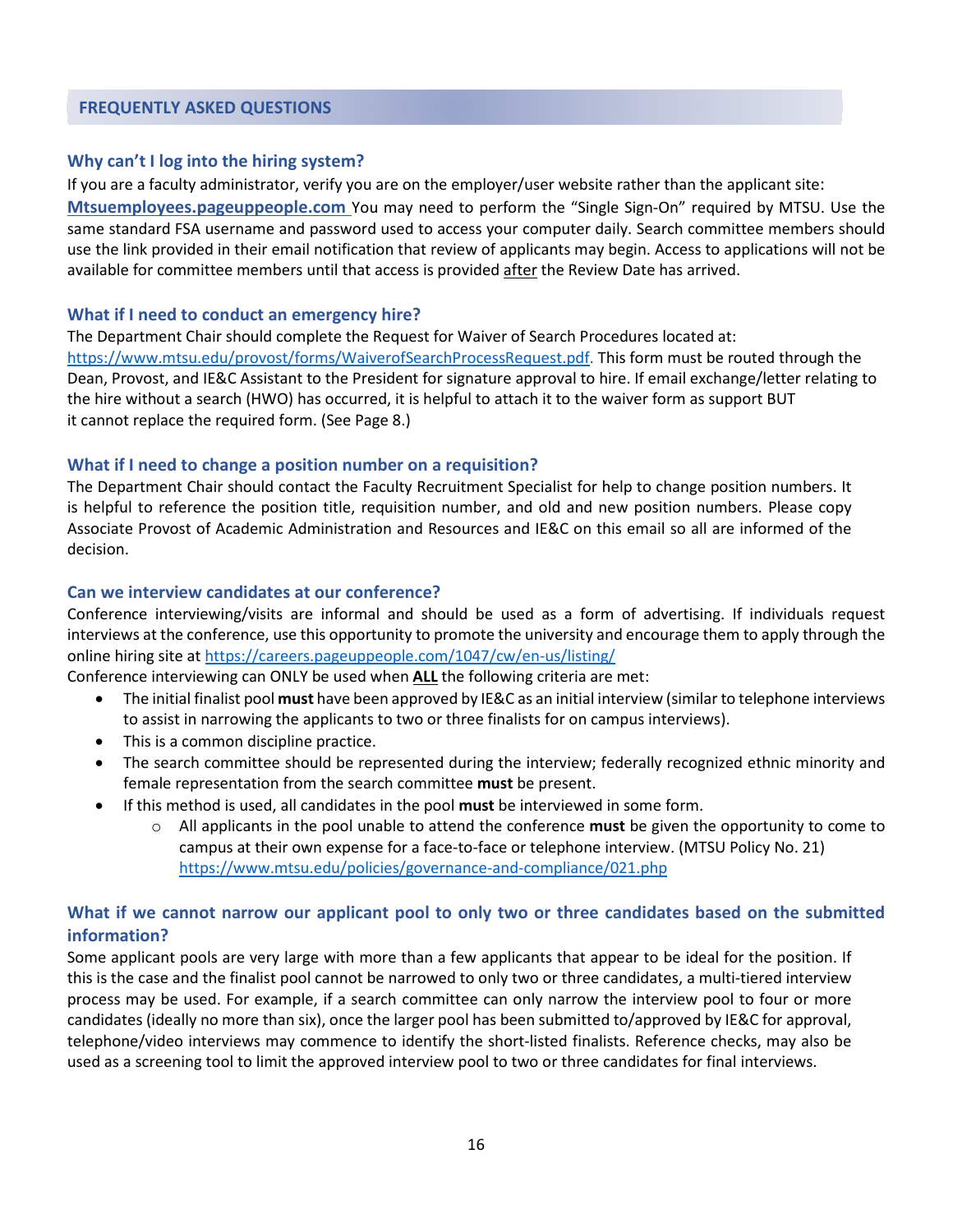## FREQUENTLY ASKED QUESTIONS

### Why can't I log into the hiring system?

If you are a faculty administrator, verify you are on the employer/user website rather than the applicant site: **Mtsuemployees.pageuppeople.com** You may need to perform the "Single Sign-On" required by MTSU. Use the same standard FSA username and password used to access your computer daily. Search committee members should use the link provided in their email notification that review of applicants may begin. Access to applications will not be available for committee members until that access is provided after the Review Date has arrived.

### What if I need to conduct an emergency hire?

The Department Chair should complete the Request for Waiver of Search Procedures located at: https://www.mtsu.edu/provost/forms/WaiverofSearchProcessRequest.pdf. This form must be routed through the Dean, Provost, and IE&C Assistant to the President for signature approval to hire. If email exchange/letter relating to the hire without a search (HWO) has occurred, it is helpful to attach it to the waiver form as support BUT it cannot replace the required form. (See Page 8.)

### What if I need to change a position number on a requisition?

The Department Chair should contact the Faculty Recruitment Specialist for help to change position numbers. It is helpful to reference the position title, requisition number, and old and new position numbers. Please copy Associate Provost of Academic Administration and Resources and IE&C on this email so all are informed of the decision.

### Can we interview candidates at our conference?

Conference interviewing/visits are informal and should be used as a form of advertising. If individuals request interviews at the conference, use this opportunity to promote the university and encourage them to apply through the online hiring site at https://careers.pageuppeople.com/1047/cw/en-us/listing/

Conference interviewing can ONLY be used when **ALL** the following criteria are met:

- The initial finalist pool **must** have been approved by IE&C as an initial interview (similar to telephone interviews to assist in narrowing the applicants to two or three finalists for on campus interviews).
- This is a common discipline practice.
- The search committee should be represented during the interview; federally recognized ethnic minority and female representation from the search committee **must** be present.
- If this method is used, all candidates in the pool **must** be interviewed in some form.
  - All applicants in the pool unable to attend the conference **must** be given the opportunity to come to campus at their own expense for a face-to-face or telephone interview. (MTSU Policy No. 21) https://www.mtsu.edu/policies/governance-and-compliance/021.php

### What if we cannot narrow our applicant pool to only two or three candidates based on the submitted information?

Some applicant pools are very large with more than a few applicants that appear to be ideal for the position. If this is the case and the finalist pool cannot be narrowed to only two or three candidates, a multi-tiered interview process may be used. For example, if a search committee can only narrow the interview pool to four or more candidates (ideally no more than six), once the larger pool has been submitted to/approved by IE&C for approval, telephone/video interviews may commence to identify the short-listed finalists. Reference checks, may also be used as a screening tool to limit the approved interview pool to two or three candidates for final interviews.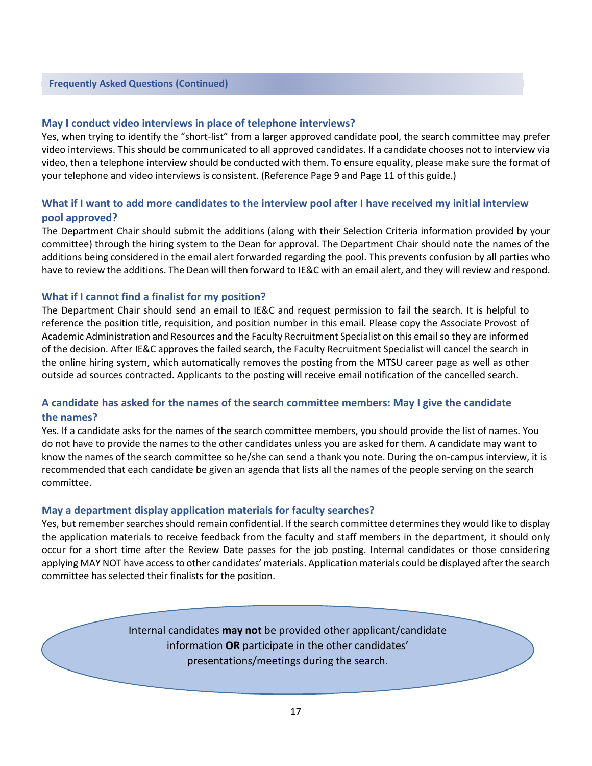## Frequently Asked Questions (Continued)

### May I conduct video interviews in place of telephone interviews?

Yes, when trying to identify the "short-list" from a larger approved candidate pool, the search committee may prefer video interviews. This should be communicated to all approved candidates. If a candidate chooses not to interview via video, then a telephone interview should be conducted with them. To ensure equality, please make sure the format of your telephone and video interviews is consistent. (Reference Page 9 and Page 11 of this guide.)

### What if I want to add more candidates to the interview pool after I have received my initial interview pool approved?

The Department Chair should submit the additions (along with their Selection Criteria information provided by your committee) through the hiring system to the Dean for approval. The Department Chair should note the names of the additions being considered in the email alert forwarded regarding the pool. This prevents confusion by all parties who have to review the additions. The Dean will then forward to IE&C with an email alert, and they will review and respond.

### What if I cannot find a finalist for my position?

The Department Chair should send an email to IE&C and request permission to fail the search. It is helpful to reference the position title, requisition, and position number in this email. Please copy the Associate Provost of Academic Administration and Resources and the Faculty Recruitment Specialist on this email so they are informed of the decision. After IE&C approves the failed search, the Faculty Recruitment Specialist will cancel the search in the online hiring system, which automatically removes the posting from the MTSU career page as well as other outside ad sources contracted. Applicants to the posting will receive email notification of the cancelled search.

### A candidate has asked for the names of the search committee members: May I give the candidate the names?

Yes. If a candidate asks for the names of the search committee members, you should provide the list of names. You do not have to provide the names to the other candidates unless you are asked for them. A candidate may want to know the names of the search committee so he/she can send a thank you note. During the on-campus interview, it is recommended that each candidate be given an agenda that lists all the names of the people serving on the search committee.

### May a department display application materials for faculty searches?

Yes, but remember searches should remain confidential. If the search committee determines they would like to display the application materials to receive feedback from the faculty and staff members in the department, it should only occur for a short time after the Review Date passes for the job posting. Internal candidates or those considering applying MAY NOT have access to other candidates' materials. Application materials could be displayed after the search committee has selected their finalists for the position.

Internal candidates **may not** be provided other applicant/candidate information **OR** participate in the other candidates' presentations/meetings during the search.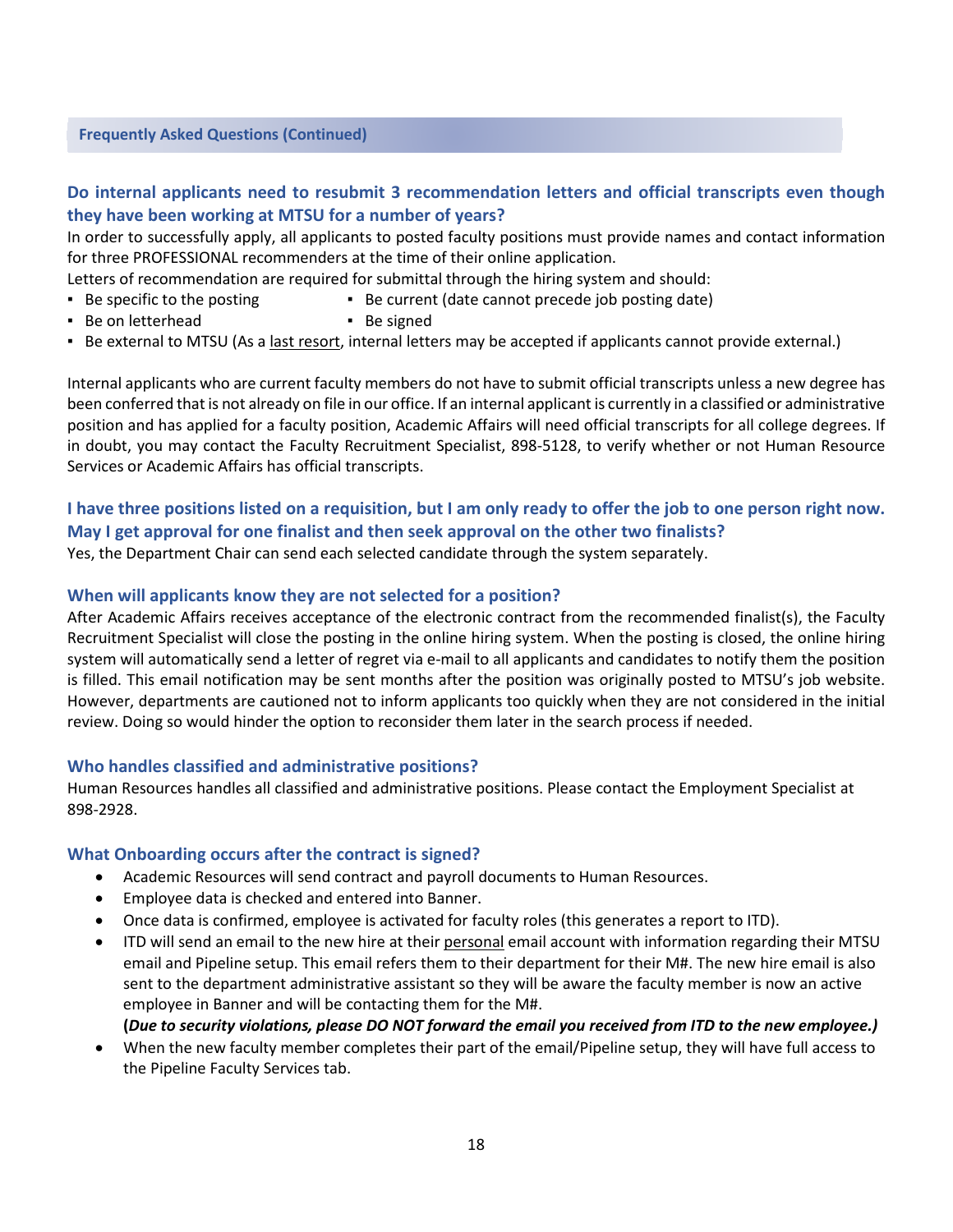## Frequently Asked Questions (Continued)

### Do internal applicants need to resubmit 3 recommendation letters and official transcripts even though they have been working at MTSU for a number of years?

In order to successfully apply, all applicants to posted faculty positions must provide names and contact information for three PROFESSIONAL recommenders at the time of their online application.

Letters of recommendation are required for submittal through the hiring system and should:

- Be specific to the posting
- Be current (date cannot precede job posting date)
- Be on letterhead
- Be signed
- Be external to MTSU (As a last resort, internal letters may be accepted if applicants cannot provide external.)

Internal applicants who are current faculty members do not have to submit official transcripts unless a new degree has been conferred that is not already on file in our office. If an internal applicant is currently in a classified or administrative position and has applied for a faculty position, Academic Affairs will need official transcripts for all college degrees. If in doubt, you may contact the Faculty Recruitment Specialist, 898-5128, to verify whether or not Human Resource Services or Academic Affairs has official transcripts.

### I have three positions listed on a requisition, but I am only ready to offer the job to one person right now. May I get approval for one finalist and then seek approval on the other two finalists?

Yes, the Department Chair can send each selected candidate through the system separately.

### When will applicants know they are not selected for a position?

After Academic Affairs receives acceptance of the electronic contract from the recommended finalist(s), the Faculty Recruitment Specialist will close the posting in the online hiring system. When the posting is closed, the online hiring system will automatically send a letter of regret via e-mail to all applicants and candidates to notify them the position is filled. This email notification may be sent months after the position was originally posted to MTSU's job website. However, departments are cautioned not to inform applicants too quickly when they are not considered in the initial review. Doing so would hinder the option to reconsider them later in the search process if needed.

### Who handles classified and administrative positions?

Human Resources handles all classified and administrative positions. Please contact the Employment Specialist at 898-2928.

### What Onboarding occurs after the contract is signed?

- Academic Resources will send contract and payroll documents to Human Resources.
- Employee data is checked and entered into Banner.
- Once data is confirmed, employee is activated for faculty roles (this generates a report to ITD).
- ITD will send an email to the new hire at their personal email account with information regarding their MTSU email and Pipeline setup. This email refers them to their department for their M#. The new hire email is also sent to the department administrative assistant so they will be aware the faculty member is now an active employee in Banner and will be contacting them for the M#.
  **(*Due to security violations, please DO NOT forward the email you received from ITD to the new employee.)***
- When the new faculty member completes their part of the email/Pipeline setup, they will have full access to the Pipeline Faculty Services tab.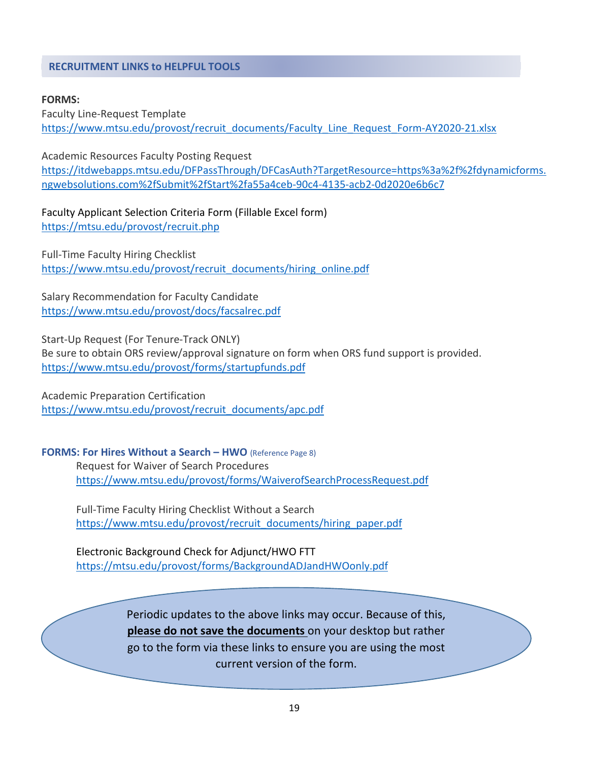## RECRUITMENT LINKS to HELPFUL TOOLS

**FORMS:**

Faculty Line-Request Template
https://www.mtsu.edu/provost/recruit_documents/Faculty_Line_Request_Form-AY2020-21.xlsx

Academic Resources Faculty Posting Request
https://itdwebapps.mtsu.edu/DFPassThrough/DFCasAuth?TargetResource=https%3a%2f%2fdynamicforms.ngwebsolutions.com%2fSubmit%2fStart%2fa55a4ceb-90c4-4135-acb2-0d2020e6b6c7

Faculty Applicant Selection Criteria Form (Fillable Excel form)
https://mtsu.edu/provost/recruit.php

Full-Time Faculty Hiring Checklist
https://www.mtsu.edu/provost/recruit_documents/hiring_online.pdf

Salary Recommendation for Faculty Candidate
https://www.mtsu.edu/provost/docs/facsalrec.pdf

Start-Up Request (For Tenure-Track ONLY)
Be sure to obtain ORS review/approval signature on form when ORS fund support is provided.
https://www.mtsu.edu/provost/forms/startupfunds.pdf

Academic Preparation Certification
https://www.mtsu.edu/provost/recruit_documents/apc.pdf

**FORMS: For Hires Without a Search – HWO** (Reference Page 8)

Request for Waiver of Search Procedures
https://www.mtsu.edu/provost/forms/WaiverofSearchProcessRequest.pdf

Full-Time Faculty Hiring Checklist Without a Search
https://www.mtsu.edu/provost/recruit_documents/hiring_paper.pdf

Electronic Background Check for Adjunct/HWO FTT
https://mtsu.edu/provost/forms/BackgroundADJandHWOonly.pdf

Periodic updates to the above links may occur. Because of this, **please do not save the documents** on your desktop but rather go to the form via these links to ensure you are using the most current version of the form.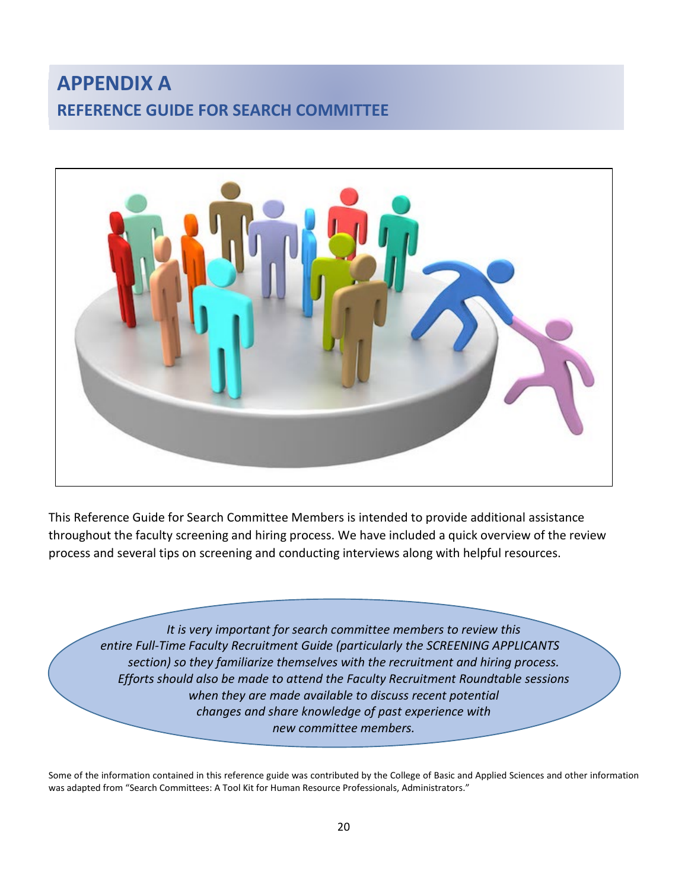# APPENDIX A

## REFERENCE GUIDE FOR SEARCH COMMITTEE

This Reference Guide for Search Committee Members is intended to provide additional assistance throughout the faculty screening and hiring process. We have included a quick overview of the review process and several tips on screening and conducting interviews along with helpful resources.

*It is very important for search committee members to review this entire Full-Time Faculty Recruitment Guide (particularly the SCREENING APPLICANTS section) so they familiarize themselves with the recruitment and hiring process. Efforts should also be made to attend the Faculty Recruitment Roundtable sessions when they are made available to discuss recent potential changes and share knowledge of past experience with new committee members.*

Some of the information contained in this reference guide was contributed by the College of Basic and Applied Sciences and other information was adapted from "Search Committees: A Tool Kit for Human Resource Professionals, Administrators."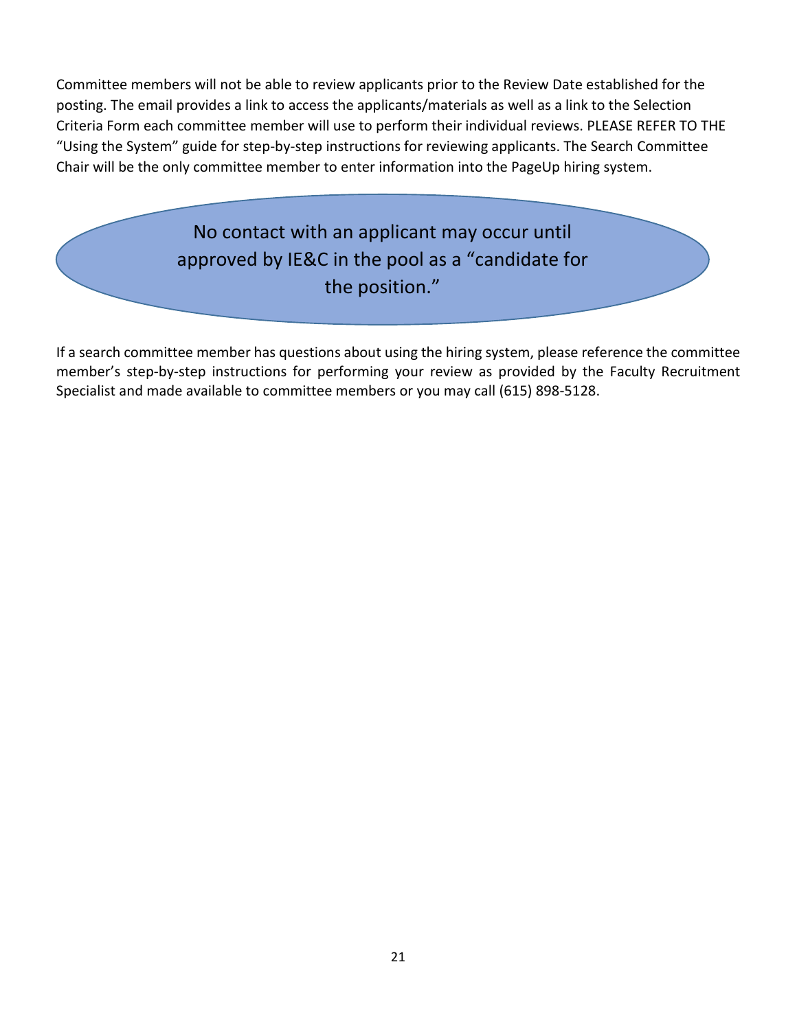Committee members will not be able to review applicants prior to the Review Date established for the posting. The email provides a link to access the applicants/materials as well as a link to the Selection Criteria Form each committee member will use to perform their individual reviews. PLEASE REFER TO THE "Using the System" guide for step-by-step instructions for reviewing applicants. The Search Committee Chair will be the only committee member to enter information into the PageUp hiring system.

**No contact with an applicant may occur until approved by IE&C in the pool as a "candidate for the position."**

If a search committee member has questions about using the hiring system, please reference the committee member's step-by-step instructions for performing your review as provided by the Faculty Recruitment Specialist and made available to committee members or you may call (615) 898-5128.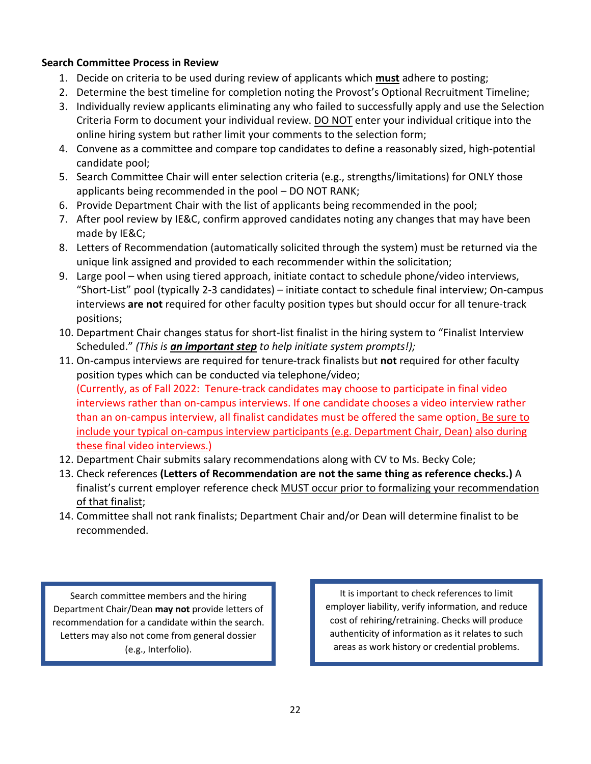**Search Committee Process in Review**

1. Decide on criteria to be used during review of applicants which **must** adhere to posting;
2. Determine the best timeline for completion noting the Provost's Optional Recruitment Timeline;
3. Individually review applicants eliminating any who failed to successfully apply and use the Selection Criteria Form to document your individual review. DO NOT enter your individual critique into the online hiring system but rather limit your comments to the selection form;
4. Convene as a committee and compare top candidates to define a reasonably sized, high-potential candidate pool;
5. Search Committee Chair will enter selection criteria (e.g., strengths/limitations) for ONLY those applicants being recommended in the pool – DO NOT RANK;
6. Provide Department Chair with the list of applicants being recommended in the pool;
7. After pool review by IE&C, confirm approved candidates noting any changes that may have been made by IE&C;
8. Letters of Recommendation (automatically solicited through the system) must be returned via the unique link assigned and provided to each recommender within the solicitation;
9. Large pool – when using tiered approach, initiate contact to schedule phone/video interviews, "Short-List" pool (typically 2-3 candidates) – initiate contact to schedule final interview; On-campus interviews **are not** required for other faculty position types but should occur for all tenure-track positions;
10. Department Chair changes status for short-list finalist in the hiring system to "Finalist Interview Scheduled." *(This is **an important step** to help initiate system prompts!);*
11. On-campus interviews are required for tenure-track finalists but **not** required for other faculty position types which can be conducted via telephone/video;
    (Currently, as of Fall 2022: Tenure-track candidates may choose to participate in final video interviews rather than on-campus interviews. If one candidate chooses a video interview rather than an on-campus interview, all finalist candidates must be offered the same option. Be sure to include your typical on-campus interview participants (e.g. Department Chair, Dean) also during these final video interviews.)
12. Department Chair submits salary recommendations along with CV to Ms. Becky Cole;
13. Check references **(Letters of Recommendation are not the same thing as reference checks.)** A finalist's current employer reference check MUST occur prior to formalizing your recommendation of that finalist;
14. Committee shall not rank finalists; Department Chair and/or Dean will determine finalist to be recommended.

Search committee members and the hiring Department Chair/Dean **may not** provide letters of recommendation for a candidate within the search. Letters may also not come from general dossier (e.g., Interfolio).

It is important to check references to limit employer liability, verify information, and reduce cost of rehiring/retraining. Checks will produce authenticity of information as it relates to such areas as work history or credential problems.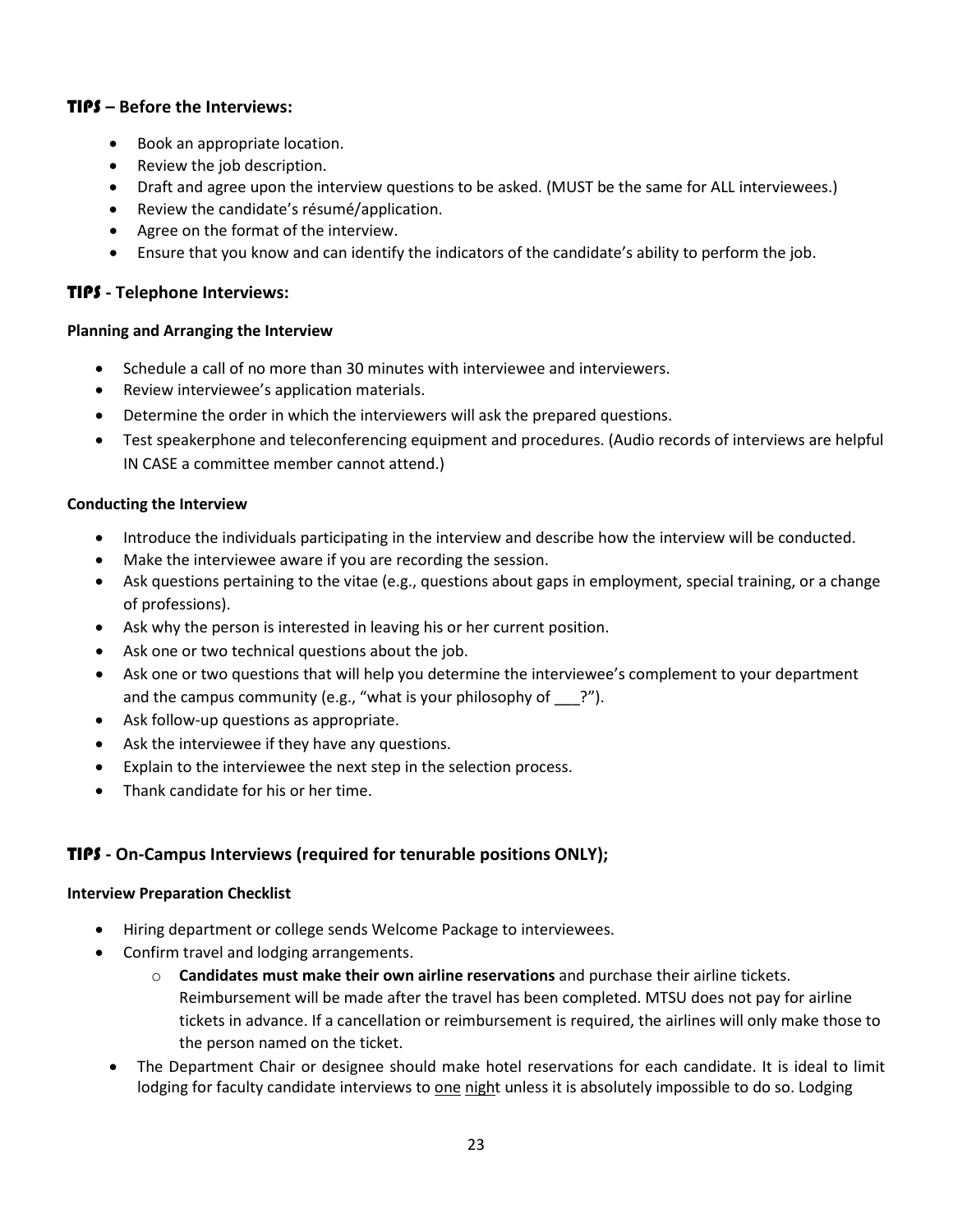### TIPS – Before the Interviews:

- Book an appropriate location.
- Review the job description.
- Draft and agree upon the interview questions to be asked. (MUST be the same for ALL interviewees.)
- Review the candidate's résumé/application.
- Agree on the format of the interview.
- Ensure that you know and can identify the indicators of the candidate's ability to perform the job.

### TIPS - Telephone Interviews:

**Planning and Arranging the Interview**

- Schedule a call of no more than 30 minutes with interviewee and interviewers.
- Review interviewee's application materials.
- Determine the order in which the interviewers will ask the prepared questions.
- Test speakerphone and teleconferencing equipment and procedures. (Audio records of interviews are helpful IN CASE a committee member cannot attend.)

**Conducting the Interview**

- Introduce the individuals participating in the interview and describe how the interview will be conducted.
- Make the interviewee aware if you are recording the session.
- Ask questions pertaining to the vitae (e.g., questions about gaps in employment, special training, or a change of professions).
- Ask why the person is interested in leaving his or her current position.
- Ask one or two technical questions about the job.
- Ask one or two questions that will help you determine the interviewee's complement to your department and the campus community (e.g., "what is your philosophy of ___?").
- Ask follow-up questions as appropriate.
- Ask the interviewee if they have any questions.
- Explain to the interviewee the next step in the selection process.
- Thank candidate for his or her time.

### TIPS - On-Campus Interviews (required for tenurable positions ONLY);

**Interview Preparation Checklist**

- Hiring department or college sends Welcome Package to interviewees.
- Confirm travel and lodging arrangements.
  - **Candidates must make their own airline reservations** and purchase their airline tickets. Reimbursement will be made after the travel has been completed. MTSU does not pay for airline tickets in advance. If a cancellation or reimbursement is required, the airlines will only make those to the person named on the ticket.
- The Department Chair or designee should make hotel reservations for each candidate. It is ideal to limit lodging for faculty candidate interviews to one night unless it is absolutely impossible to do so. Lodging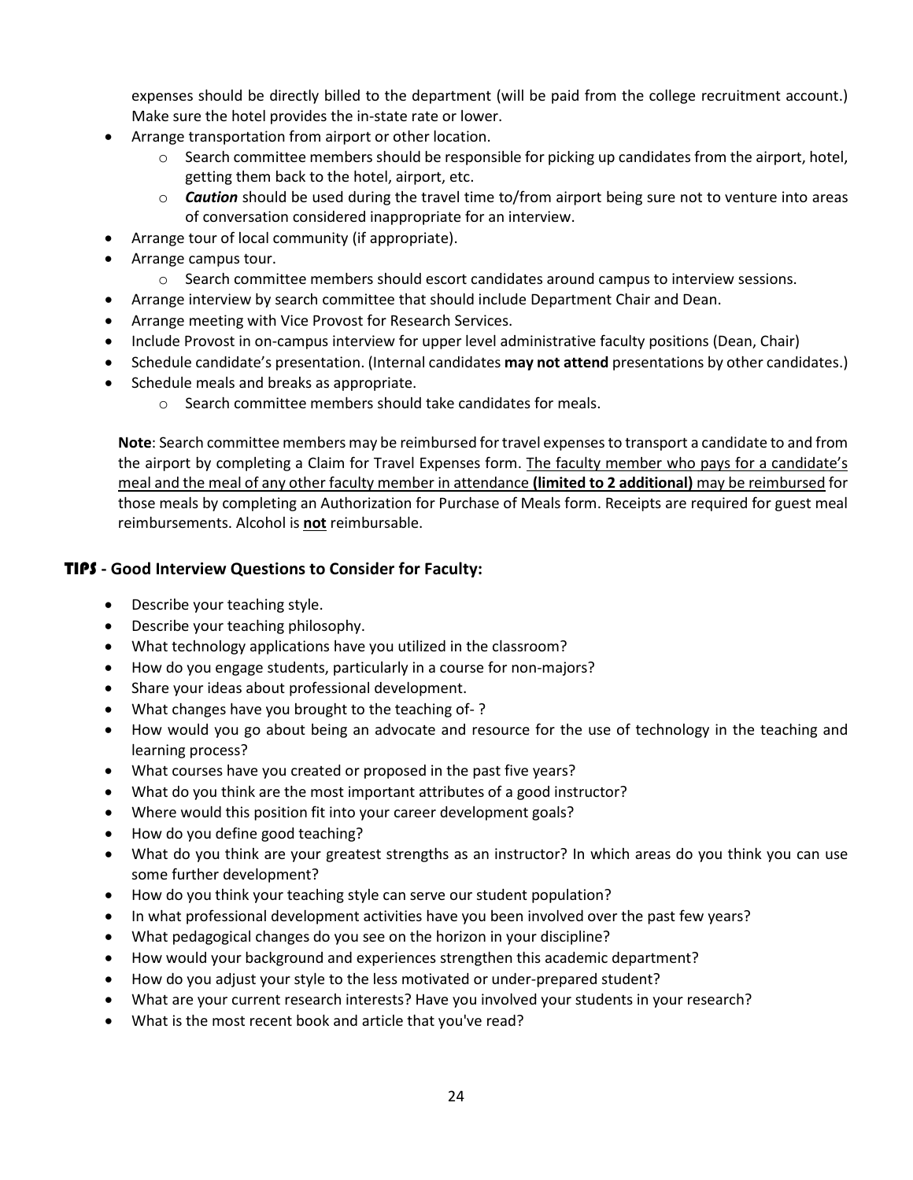expenses should be directly billed to the department (will be paid from the college recruitment account.) Make sure the hotel provides the in-state rate or lower.

- Arrange transportation from airport or other location.
  - Search committee members should be responsible for picking up candidates from the airport, hotel, getting them back to the hotel, airport, etc.
  - ***Caution*** should be used during the travel time to/from airport being sure not to venture into areas of conversation considered inappropriate for an interview.
- Arrange tour of local community (if appropriate).
- Arrange campus tour.
  - Search committee members should escort candidates around campus to interview sessions.
- Arrange interview by search committee that should include Department Chair and Dean.
- Arrange meeting with Vice Provost for Research Services.
- Include Provost in on-campus interview for upper level administrative faculty positions (Dean, Chair)
- Schedule candidate's presentation. (Internal candidates **may not attend** presentations by other candidates.)
- Schedule meals and breaks as appropriate.
  - Search committee members should take candidates for meals.

**Note**: Search committee members may be reimbursed for travel expenses to transport a candidate to and from the airport by completing a Claim for Travel Expenses form. <u>The faculty member who pays for a candidate's meal and the meal of any other faculty member in attendance **(limited to 2 additional)** may be reimbursed</u> for those meals by completing an Authorization for Purchase of Meals form. Receipts are required for guest meal reimbursements. Alcohol is <u>**not**</u> reimbursable.

## TIPS - Good Interview Questions to Consider for Faculty:

- Describe your teaching style.
- Describe your teaching philosophy.
- What technology applications have you utilized in the classroom?
- How do you engage students, particularly in a course for non-majors?
- Share your ideas about professional development.
- What changes have you brought to the teaching of- ?
- How would you go about being an advocate and resource for the use of technology in the teaching and learning process?
- What courses have you created or proposed in the past five years?
- What do you think are the most important attributes of a good instructor?
- Where would this position fit into your career development goals?
- How do you define good teaching?
- What do you think are your greatest strengths as an instructor? In which areas do you think you can use some further development?
- How do you think your teaching style can serve our student population?
- In what professional development activities have you been involved over the past few years?
- What pedagogical changes do you see on the horizon in your discipline?
- How would your background and experiences strengthen this academic department?
- How do you adjust your style to the less motivated or under-prepared student?
- What are your current research interests? Have you involved your students in your research?
- What is the most recent book and article that you've read?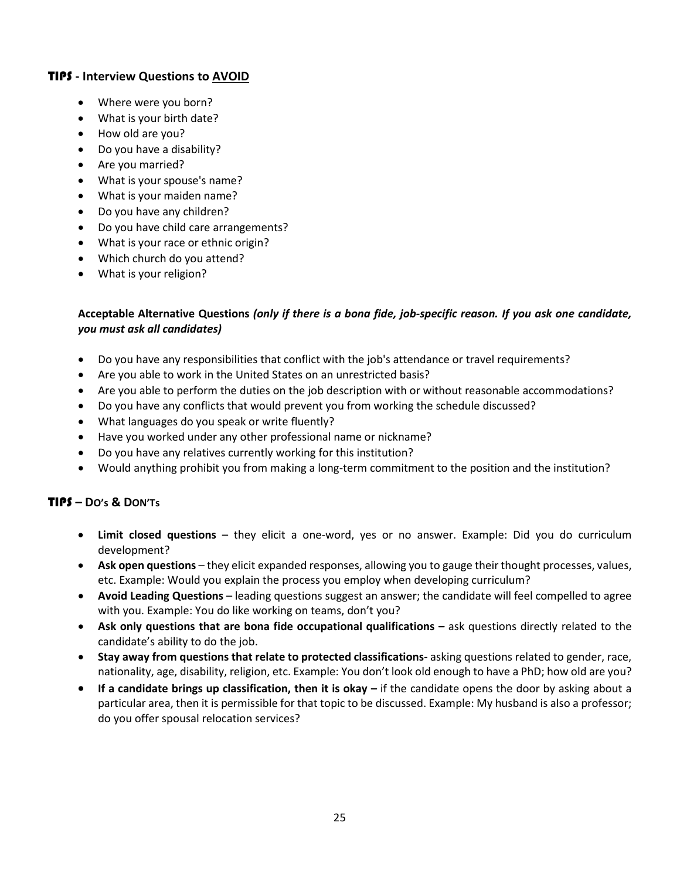## TIPS - Interview Questions to <u>AVOID</u>

- Where were you born?
- What is your birth date?
- How old are you?
- Do you have a disability?
- Are you married?
- What is your spouse's name?
- What is your maiden name?
- Do you have any children?
- Do you have child care arrangements?
- What is your race or ethnic origin?
- Which church do you attend?
- What is your religion?

**Acceptable Alternative Questions** ***(only if there is a bona fide, job-specific reason. If you ask one candidate, you must ask all candidates)***

- Do you have any responsibilities that conflict with the job's attendance or travel requirements?
- Are you able to work in the United States on an unrestricted basis?
- Are you able to perform the duties on the job description with or without reasonable accommodations?
- Do you have any conflicts that would prevent you from working the schedule discussed?
- What languages do you speak or write fluently?
- Have you worked under any other professional name or nickname?
- Do you have any relatives currently working for this institution?
- Would anything prohibit you from making a long-term commitment to the position and the institution?

## TIPS – DO's & DON'Ts

- **Limit closed questions** – they elicit a one-word, yes or no answer. Example: Did you do curriculum development?
- **Ask open questions** – they elicit expanded responses, allowing you to gauge their thought processes, values, etc. Example: Would you explain the process you employ when developing curriculum?
- **Avoid Leading Questions** – leading questions suggest an answer; the candidate will feel compelled to agree with you. Example: You do like working on teams, don't you?
- **Ask only questions that are bona fide occupational qualifications –** ask questions directly related to the candidate's ability to do the job.
- **Stay away from questions that relate to protected classifications-** asking questions related to gender, race, nationality, age, disability, religion, etc. Example: You don't look old enough to have a PhD; how old are you?
- **If a candidate brings up classification, then it is okay –** if the candidate opens the door by asking about a particular area, then it is permissible for that topic to be discussed. Example: My husband is also a professor; do you offer spousal relocation services?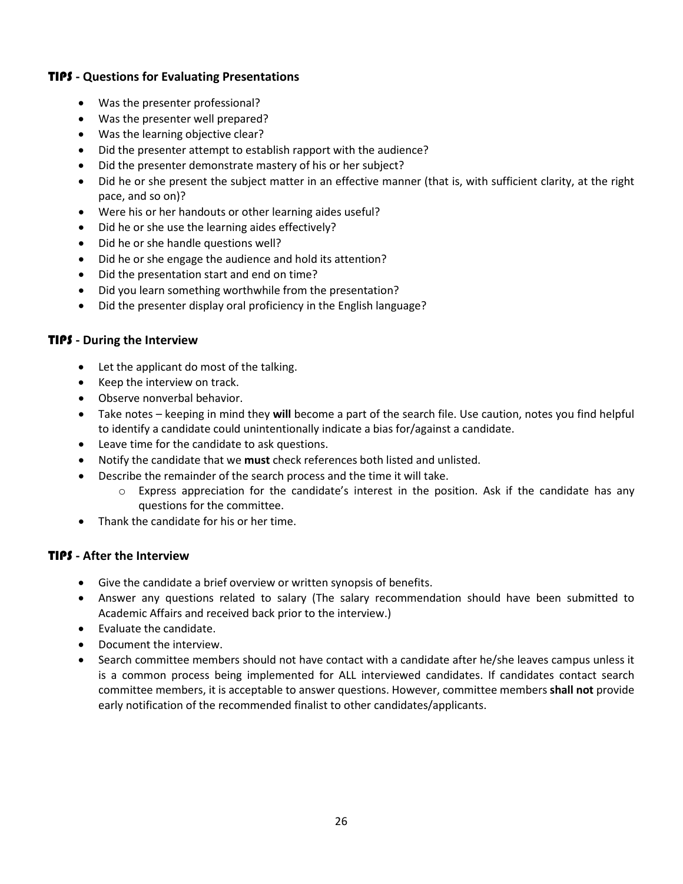### **TIPS - Questions for Evaluating Presentations**

- Was the presenter professional?
- Was the presenter well prepared?
- Was the learning objective clear?
- Did the presenter attempt to establish rapport with the audience?
- Did the presenter demonstrate mastery of his or her subject?
- Did he or she present the subject matter in an effective manner (that is, with sufficient clarity, at the right pace, and so on)?
- Were his or her handouts or other learning aides useful?
- Did he or she use the learning aides effectively?
- Did he or she handle questions well?
- Did he or she engage the audience and hold its attention?
- Did the presentation start and end on time?
- Did you learn something worthwhile from the presentation?
- Did the presenter display oral proficiency in the English language?

### **TIPS - During the Interview**

- Let the applicant do most of the talking.
- Keep the interview on track.
- Observe nonverbal behavior.
- Take notes – keeping in mind they **will** become a part of the search file. Use caution, notes you find helpful to identify a candidate could unintentionally indicate a bias for/against a candidate.
- Leave time for the candidate to ask questions.
- Notify the candidate that we **must** check references both listed and unlisted.
- Describe the remainder of the search process and the time it will take.
  - Express appreciation for the candidate's interest in the position. Ask if the candidate has any questions for the committee.
- Thank the candidate for his or her time.

### **TIPS - After the Interview**

- Give the candidate a brief overview or written synopsis of benefits.
- Answer any questions related to salary (The salary recommendation should have been submitted to Academic Affairs and received back prior to the interview.)
- Evaluate the candidate.
- Document the interview.
- Search committee members should not have contact with a candidate after he/she leaves campus unless it is a common process being implemented for ALL interviewed candidates. If candidates contact search committee members, it is acceptable to answer questions. However, committee members **shall not** provide early notification of the recommended finalist to other candidates/applicants.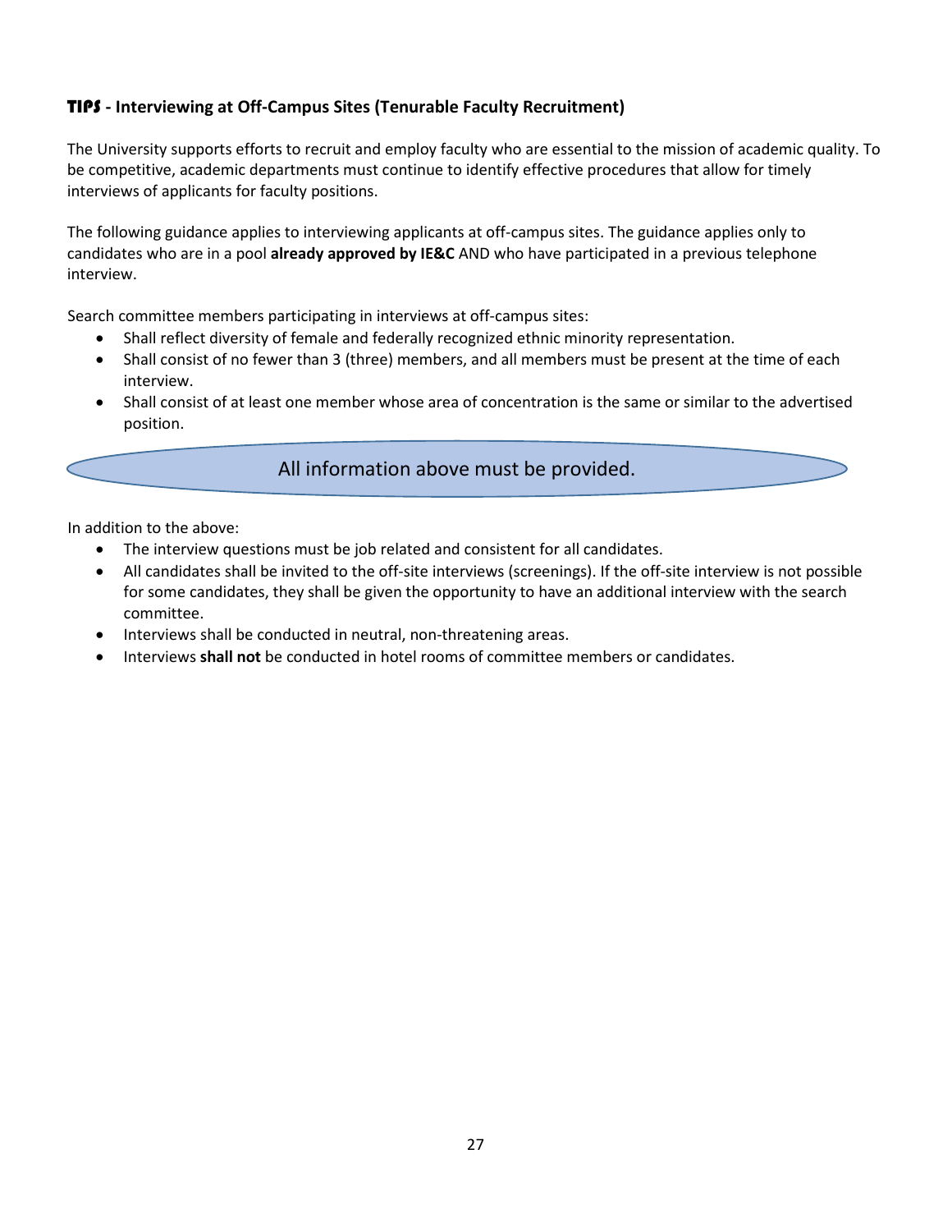### **TIPS - Interviewing at Off-Campus Sites (Tenurable Faculty Recruitment)**

The University supports efforts to recruit and employ faculty who are essential to the mission of academic quality. To be competitive, academic departments must continue to identify effective procedures that allow for timely interviews of applicants for faculty positions.

The following guidance applies to interviewing applicants at off-campus sites. The guidance applies only to candidates who are in a pool **already approved by IE&C** AND who have participated in a previous telephone interview.

Search committee members participating in interviews at off-campus sites:

- Shall reflect diversity of female and federally recognized ethnic minority representation.
- Shall consist of no fewer than 3 (three) members, and all members must be present at the time of each interview.
- Shall consist of at least one member whose area of concentration is the same or similar to the advertised position.

All information above must be provided.

In addition to the above:

- The interview questions must be job related and consistent for all candidates.
- All candidates shall be invited to the off-site interviews (screenings). If the off-site interview is not possible for some candidates, they shall be given the opportunity to have an additional interview with the search committee.
- Interviews shall be conducted in neutral, non-threatening areas.
- Interviews **shall not** be conducted in hotel rooms of committee members or candidates.